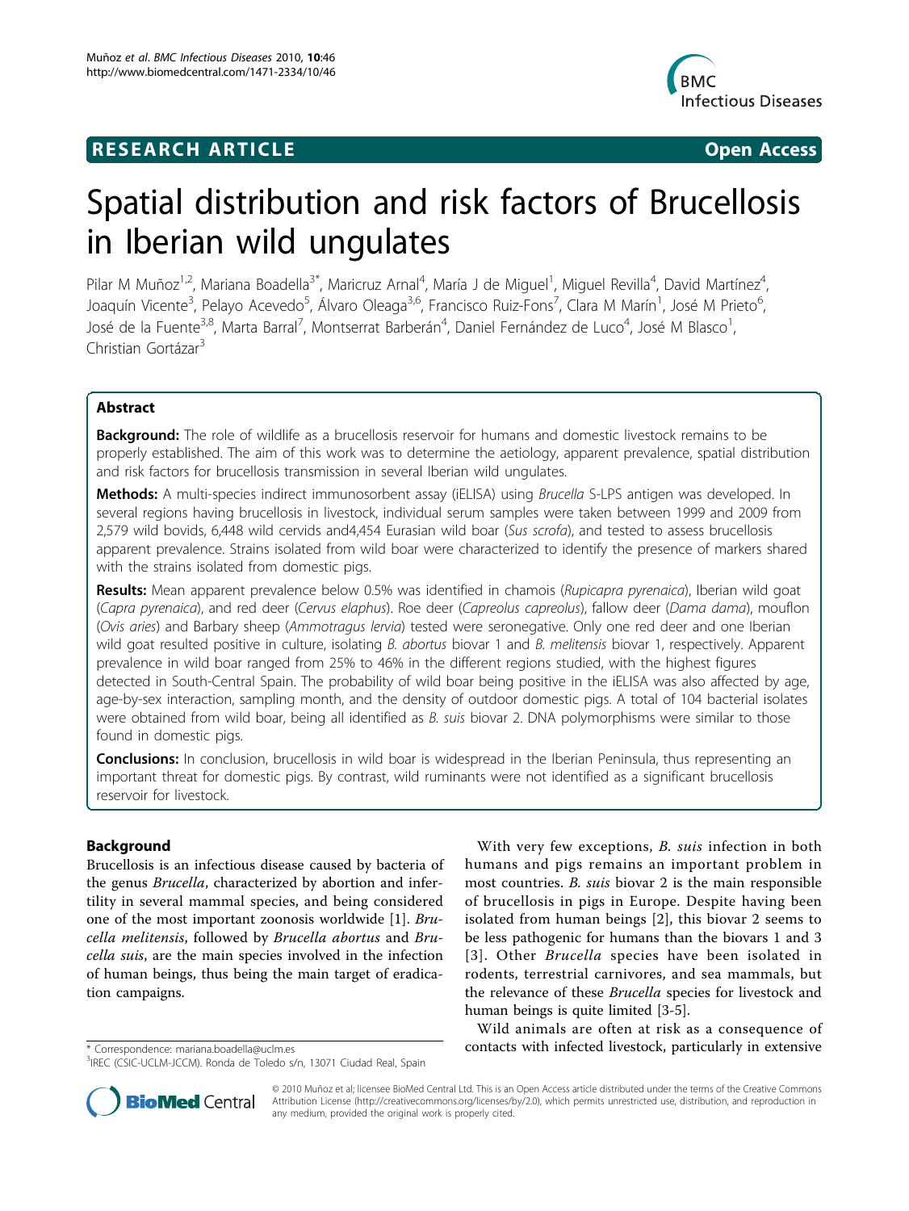RESEARCH ARTICLE Open Access

# Spatial distribution and risk factors of Brucellosis in Iberian wild ungulates

Pilar M Muñoz[1,2], Mariana Boadella[3*], Maricruz Arnal[4], María J de Miguel[1], Miguel Revilla[4], David Martínez[4], Joaquín Vicente[3], Pelayo Acevedo[5], Álvaro Oleaga[3,6], Francisco Ruiz-Fons[7], Clara M Marín[1], José M Prieto[6], José de la Fuente[3,8], Marta Barral[7], Montserrat Barberán[4], Daniel Fernández de Luco[4], José M Blasco[1], Christian Gortázar[3]

## Abstract

**Background:** The role of wildlife as a brucellosis reservoir for humans and domestic livestock remains to be properly established. The aim of this work was to determine the aetiology, apparent prevalence, spatial distribution and risk factors for brucellosis transmission in several Iberian wild ungulates.

**Methods:** A multi-species indirect immunosorbent assay (iELISA) using *Brucella* S-LPS antigen was developed. In several regions having brucellosis in livestock, individual serum samples were taken between 1999 and 2009 from 2,579 wild bovids, 6,448 wild cervids and4,454 Eurasian wild boar (*Sus scrofa*), and tested to assess brucellosis apparent prevalence. Strains isolated from wild boar were characterized to identify the presence of markers shared with the strains isolated from domestic pigs.

**Results:** Mean apparent prevalence below 0.5% was identified in chamois (*Rupicapra pyrenaica*), Iberian wild goat (*Capra pyrenaica*), and red deer (*Cervus elaphus*). Roe deer (*Capreolus capreolus*), fallow deer (*Dama dama*), mouflon (*Ovis aries*) and Barbary sheep (*Ammotragus lervia*) tested were seronegative. Only one red deer and one Iberian wild goat resulted positive in culture, isolating *B. abortus* biovar 1 and *B. melitensis* biovar 1, respectively. Apparent prevalence in wild boar ranged from 25% to 46% in the different regions studied, with the highest figures detected in South-Central Spain. The probability of wild boar being positive in the iELISA was also affected by age, age-by-sex interaction, sampling month, and the density of outdoor domestic pigs. A total of 104 bacterial isolates were obtained from wild boar, being all identified as *B. suis* biovar 2. DNA polymorphisms were similar to those found in domestic pigs.

**Conclusions:** In conclusion, brucellosis in wild boar is widespread in the Iberian Peninsula, thus representing an important threat for domestic pigs. By contrast, wild ruminants were not identified as a significant brucellosis reservoir for livestock.

## Background

Brucellosis is an infectious disease caused by bacteria of the genus *Brucella*, characterized by abortion and infertility in several mammal species, and being considered one of the most important zoonosis worldwide [1]. *Brucella melitensis*, followed by *Brucella abortus* and *Brucella suis*, are the main species involved in the infection of human beings, thus being the main target of eradication campaigns.

With very few exceptions, *B. suis* infection in both humans and pigs remains an important problem in most countries. *B. suis* biovar 2 is the main responsible of brucellosis in pigs in Europe. Despite having been isolated from human beings [2], this biovar 2 seems to be less pathogenic for humans than the biovars 1 and 3 [3]. Other *Brucella* species have been isolated in rodents, terrestrial carnivores, and sea mammals, but the relevance of these *Brucella* species for livestock and human beings is quite limited [3-5].

Wild animals are often at risk as a consequence of contacts with infected livestock, particularly in extensive

* Correspondence: mariana.boadella@uclm.es
[3]IREC (CSIC-UCLM-JCCM). Ronda de Toledo s/n, 13071 Ciudad Real, Spain

© 2010 Muñoz et al; licensee BioMed Central Ltd. This is an Open Access article distributed under the terms of the Creative Commons Attribution License (http://creativecommons.org/licenses/by/2.0), which permits unrestricted use, distribution, and reproduction in any medium, provided the original work is properly cited.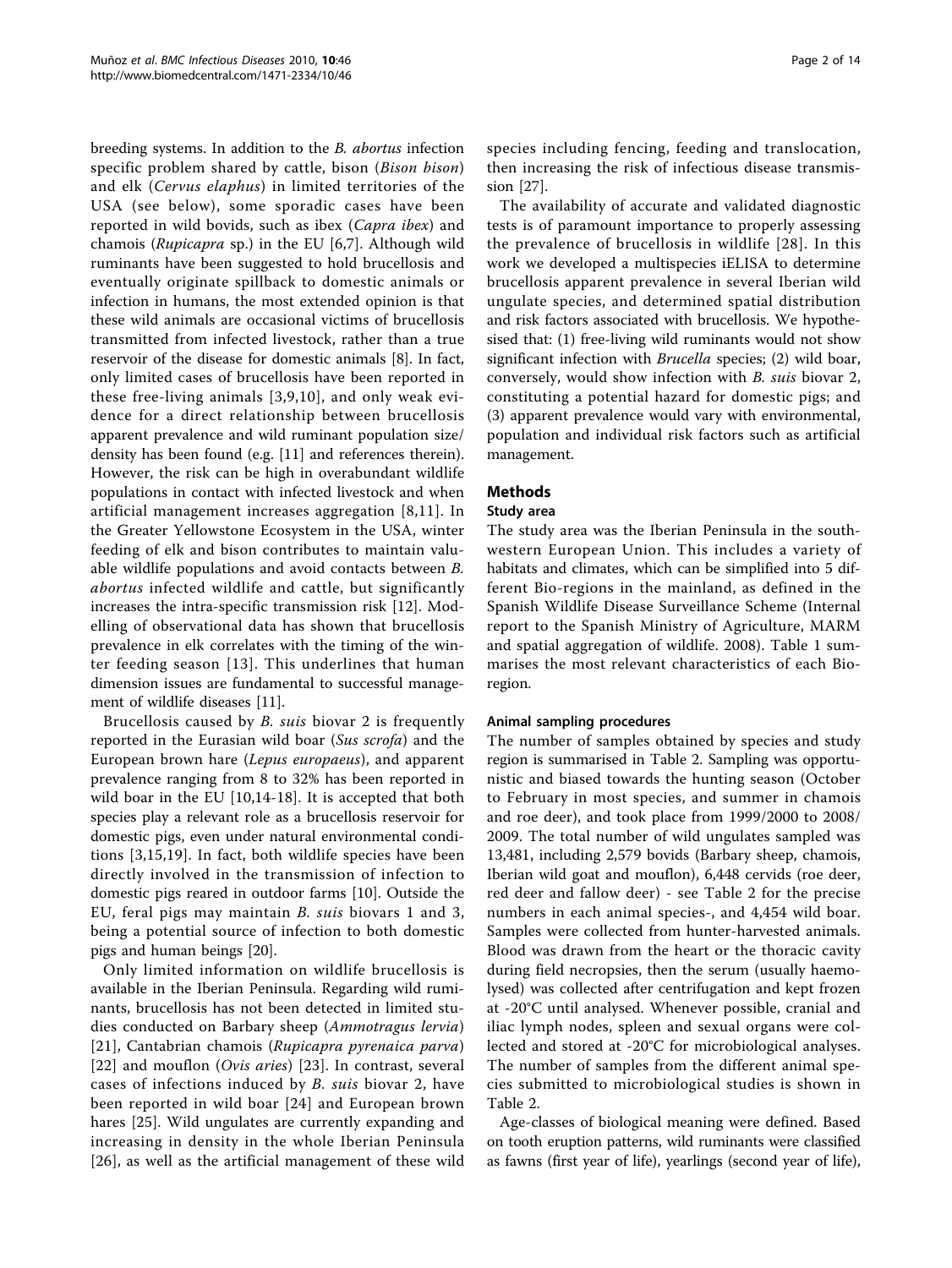breeding systems. In addition to the *B. abortus* infection specific problem shared by cattle, bison (*Bison bison*) and elk (*Cervus elaphus*) in limited territories of the USA (see below), some sporadic cases have been reported in wild bovids, such as ibex (*Capra ibex*) and chamois (*Rupicapra* sp.) in the EU [6,7]. Although wild ruminants have been suggested to hold brucellosis and eventually originate spillback to domestic animals or infection in humans, the most extended opinion is that these wild animals are occasional victims of brucellosis transmitted from infected livestock, rather than a true reservoir of the disease for domestic animals [8]. In fact, only limited cases of brucellosis have been reported in these free-living animals [3,9,10], and only weak evidence for a direct relationship between brucellosis apparent prevalence and wild ruminant population size/density has been found (e.g. [11] and references therein). However, the risk can be high in overabundant wildlife populations in contact with infected livestock and when artificial management increases aggregation [8,11]. In the Greater Yellowstone Ecosystem in the USA, winter feeding of elk and bison contributes to maintain valuable wildlife populations and avoid contacts between *B. abortus* infected wildlife and cattle, but significantly increases the intra-specific transmission risk [12]. Modelling of observational data has shown that brucellosis prevalence in elk correlates with the timing of the winter feeding season [13]. This underlines that human dimension issues are fundamental to successful management of wildlife diseases [11].

Brucellosis caused by *B. suis* biovar 2 is frequently reported in the Eurasian wild boar (*Sus scrofa*) and the European brown hare (*Lepus europaeus*), and apparent prevalence ranging from 8 to 32% has been reported in wild boar in the EU [10,14-18]. It is accepted that both species play a relevant role as a brucellosis reservoir for domestic pigs, even under natural environmental conditions [3,15,19]. In fact, both wildlife species have been directly involved in the transmission of infection to domestic pigs reared in outdoor farms [10]. Outside the EU, feral pigs may maintain *B. suis* biovars 1 and 3, being a potential source of infection to both domestic pigs and human beings [20].

Only limited information on wildlife brucellosis is available in the Iberian Peninsula. Regarding wild ruminants, brucellosis has not been detected in limited studies conducted on Barbary sheep (*Ammotragus lervia*) [21], Cantabrian chamois (*Rupicapra pyrenaica parva*) [22] and mouflon (*Ovis aries*) [23]. In contrast, several cases of infections induced by *B. suis* biovar 2, have been reported in wild boar [24] and European brown hares [25]. Wild ungulates are currently expanding and increasing in density in the whole Iberian Peninsula [26], as well as the artificial management of these wild species including fencing, feeding and translocation, then increasing the risk of infectious disease transmission [27].

The availability of accurate and validated diagnostic tests is of paramount importance to properly assessing the prevalence of brucellosis in wildlife [28]. In this work we developed a multispecies iELISA to determine brucellosis apparent prevalence in several Iberian wild ungulate species, and determined spatial distribution and risk factors associated with brucellosis. We hypothesised that: (1) free-living wild ruminants would not show significant infection with *Brucella* species; (2) wild boar, conversely, would show infection with *B. suis* biovar 2, constituting a potential hazard for domestic pigs; and (3) apparent prevalence would vary with environmental, population and individual risk factors such as artificial management.

## Methods

### Study area

The study area was the Iberian Peninsula in the southwestern European Union. This includes a variety of habitats and climates, which can be simplified into 5 different Bio-regions in the mainland, as defined in the Spanish Wildlife Disease Surveillance Scheme (Internal report to the Spanish Ministry of Agriculture, MARM and spatial aggregation of wildlife. 2008). Table 1 summarises the most relevant characteristics of each Bioregion.

### Animal sampling procedures

The number of samples obtained by species and study region is summarised in Table 2. Sampling was opportunistic and biased towards the hunting season (October to February in most species, and summer in chamois and roe deer), and took place from 1999/2000 to 2008/2009. The total number of wild ungulates sampled was 13,481, including 2,579 bovids (Barbary sheep, chamois, Iberian wild goat and mouflon), 6,448 cervids (roe deer, red deer and fallow deer) - see Table 2 for the precise numbers in each animal species-, and 4,454 wild boar. Samples were collected from hunter-harvested animals. Blood was drawn from the heart or the thoracic cavity during field necropsies, then the serum (usually haemolysed) was collected after centrifugation and kept frozen at -20°C until analysed. Whenever possible, cranial and iliac lymph nodes, spleen and sexual organs were collected and stored at -20°C for microbiological analyses. The number of samples from the different animal species submitted to microbiological studies is shown in Table 2.

Age-classes of biological meaning were defined. Based on tooth eruption patterns, wild ruminants were classified as fawns (first year of life), yearlings (second year of life),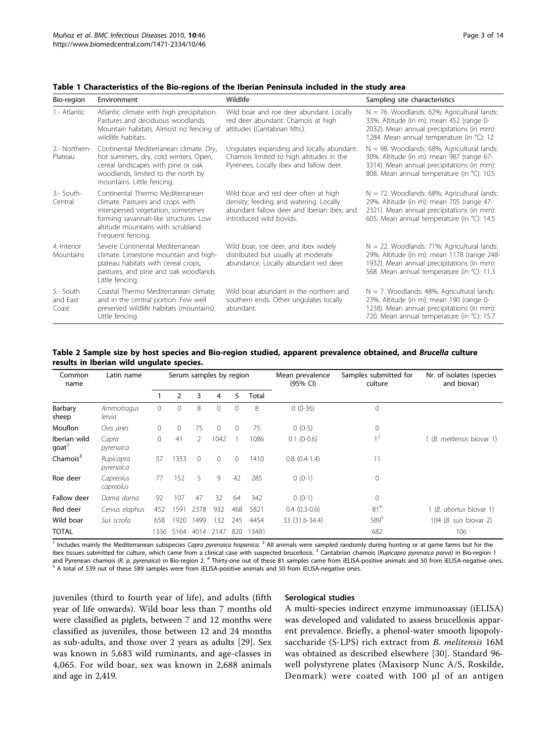**Table 1 Characteristics of the Bio-regions of the Iberian Peninsula included in the study area**

| Bio-region | Environment | Wildlife | Sampling site characteristics |
|---|---|---|---|
| 1.- Atlantic | Atlantic climate with high precipitation. Pastures and deciduous woodlands. Mountain habitats. Almost no fencing of wildlife habitats. | Wild boar and roe deer abundant. Locally red deer abundant. Chamois at high altitudes (Cantabrian Mts.). | N = 76. Woodlands: 62%; Agricultural lands: 33%. Altitude (in m): mean 452 (range 0-2032). Mean annual precipitations (in mm): 1284. Mean annual temperature (in °C): 12 |
| 2.- Northern-Plateau | Continental Mediterranean climate. Dry, hot summers, dry, cold winters. Open, cereal landscapes with pine or oak woodlands, limited to the north by mountains. Little fencing. | Ungulates expanding and locally abundant. Chamois limited to high altitudes in the Pyrenees. Locally ibex and fallow deer. | N = 98. Woodlands: 68%; Agricultural lands: 30%. Altitude (in m): mean 987 (range 67-3314). Mean annual precipitations (in mm): 808. Mean annual temperature (in °C): 10.5 |
| 3.- South-Central | Continental Thermo Mediterranean climate. Pastures and crops with interspersed vegetation, sometimes forming savannah-like structures. Low altitude mountains with scrubland. Frequent fencing. | Wild boar and red deer often at high density; feeding and watering. Locally abundant fallow deer and Iberian ibex, and introduced wild bovids. | N = 72. Woodlands: 68%; Agricultural lands: 29%. Altitude (in m): mean 705 (range 47-2321). Mean annual precipitations (in mm): 605. Mean annual temperature (in °C): 14.5 |
| 4.-Interior Mountains | Severe Continental Mediterranean climate. Limestone mountain and high-plateau habitats with cereal crops, pastures, and pine and oak woodlands. Little fencing. | Wild boar, roe deer, and ibex widely distributed but usually at moderate abundance. Locally abundant red deer. | N = 22. Woodlands: 71%; Agricultural lands: 29%. Altitude (in m): mean 1178 (range 248-1932). Mean annual precipitations (in mm): 568. Mean annual temperature (in °C): 11.3 |
| 5.- South and East Coast | Coastal Thermo Mediterranean climate; arid in the central portion. Few well preserved wildlife habitats (mountains). Little fencing. | Wild boar abundant in the northern and southern ends. Other ungulates locally abundant. | N = 7. Woodlands: 48%; Agricultural lands: 23%. Altitude (in m): mean 190 (range 0-1238). Mean annual precipitations (in mm): 720. Mean annual temperature (in °C): 15.7 |

**Table 2 Sample size by host species and Bio-region studied, apparent prevalence obtained, and *Brucella* culture results in Iberian wild ungulate species.**

| Common name | Latin name | Serum samples by region | | | | | | Mean prevalence (95% CI) | Samples submitted for culture | Nr. of isolates (species and biovar) |
|---|---|---|---|---|---|---|---|---|---|---|
| | | 1 | 2 | 3 | 4 | 5 | Total | | | |
| Barbary sheep | *Ammotragus lervia* | 0 | 0 | 8 | 0 | 0 | 8 | 0 (0-36) | 0 | |
| Mouflon | *Ovis aries* | 0 | 0 | 75 | 0 | 0 | 75 | 0 (0-5) | 0 | |
| Iberian wild goat[1] | *Capra pyrenaica* | 0 | 41 | 2 | 1042 | 1 | 1086 | 0.1 (0-0.6) | 1[2] | 1 (*B. melitensis* biovar 1) |
| Chamois[3] | *Rupicapra pyrenaica* | 57 | 1353 | 0 | 0 | 0 | 1410 | 0.8 (0.4-1.4) | 11 | |
| Roe deer | *Capreolus capreolus* | 77 | 152 | 5 | 9 | 42 | 285 | 0 (0-1) | 0 | |
| Fallow deer | *Dama dama* | 92 | 107 | 47 | 32 | 64 | 342 | 0 (0-1) | 0 | |
| Red deer | *Cervus elaphus* | 452 | 1591 | 2378 | 932 | 468 | 5821 | 0.4 (0.3-0.6) | 81[4] | 1 (*B. abortus* biovar 1) |
| Wild boar | *Sus scrofa* | 658 | 1920 | 1499 | 132 | 245 | 4454 | 33 (31.6-34.4) | 589[5] | 104 (*B. suis* biovar 2) |
| **TOTAL** | | 1336 | 5164 | 4014 | 2147 | 820 | 13481 | | 682 | 106 |

[1] Includes mainly the Mediterranean subspecies *Capra pyrenaica hispanica*. [2] All animals were sampled randomly during hunting or at game farms but for the ibex tissues submitted for culture, which came from a clinical case with suspected brucellosis. [3] Cantabrian chamois (*Rupicapra pyrenaica parva*) in Bio-region 1 and Pyrenean chamois (*R. p. pyrenaica*) in Bio-region 2. [4] Thirty-one out of these 81 samples came from iELISA-positive animals and 50 from iELISA-negative ones. [5] A total of 539 out of these 589 samples were from iELISA-positive animals and 50 from iELISA-negative ones.

juveniles (third to fourth year of life), and adults (fifth year of life onwards). Wild boar less than 7 months old were classified as piglets, between 7 and 12 months were classified as juveniles, those between 12 and 24 months as sub-adults, and those over 2 years as adults [29]. Sex was known in 5,683 wild ruminants, and age-classes in 4,065. For wild boar, sex was known in 2,688 animals and age in 2,419.

#### Serological studies

A multi-species indirect enzyme immunoassay (iELISA) was developed and validated to assess brucellosis apparent prevalence. Briefly, a phenol-water smooth lipopolysaccharide (S-LPS) rich extract from *B. melitensis* 16M was obtained as described elsewhere [30]. Standard 96-well polystyrene plates (Maxisorp Nunc A/S, Roskilde, Denmark) were coated with 100 μl of an antigen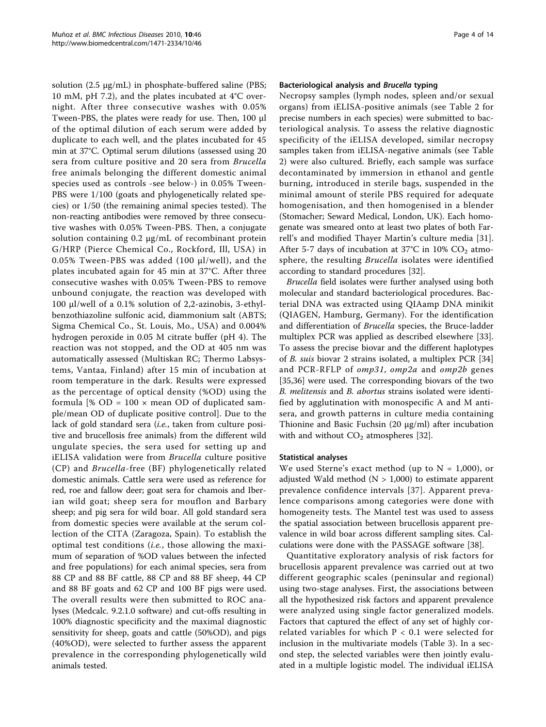solution (2.5 μg/mL) in phosphate-buffered saline (PBS; 10 mM, pH 7.2), and the plates incubated at 4°C overnight. After three consecutive washes with 0.05% Tween-PBS, the plates were ready for use. Then, 100 μl of the optimal dilution of each serum were added by duplicate to each well, and the plates incubated for 45 min at 37°C. Optimal serum dilutions (assessed using 20 sera from culture positive and 20 sera from *Brucella* free animals belonging the different domestic animal species used as controls -see below-) in 0.05% Tween-PBS were 1/100 (goats and phylogenetically related species) or 1/50 (the remaining animal species tested). The non-reacting antibodies were removed by three consecutive washes with 0.05% Tween-PBS. Then, a conjugate solution containing 0.2 μg/mL of recombinant protein G/HRP (Pierce Chemical Co., Rockford, Ill, USA) in 0.05% Tween-PBS was added (100 μl/well), and the plates incubated again for 45 min at 37°C. After three consecutive washes with 0.05% Tween-PBS to remove unbound conjugate, the reaction was developed with 100 μl/well of a 0.1% solution of 2,2-azinobis, 3-ethylbenzothiazoline sulfonic acid, diammonium salt (ABTS; Sigma Chemical Co., St. Louis, Mo., USA) and 0.004% hydrogen peroxide in 0.05 M citrate buffer (pH 4). The reaction was not stopped, and the OD at 405 nm was automatically assessed (Multiskan RC; Thermo Labsystems, Vantaa, Finland) after 15 min of incubation at room temperature in the dark. Results were expressed as the percentage of optical density (%OD) using the formula [% OD = 100 × mean OD of duplicated sample/mean OD of duplicate positive control]. Due to the lack of gold standard sera (*i.e.*, taken from culture positive and brucellosis free animals) from the different wild ungulate species, the sera used for setting up and iELISA validation were from *Brucella* culture positive (CP) and *Brucella*-free (BF) phylogenetically related domestic animals. Cattle sera were used as reference for red, roe and fallow deer; goat sera for chamois and Iberian wild goat; sheep sera for mouflon and Barbary sheep; and pig sera for wild boar. All gold standard sera from domestic species were available at the serum collection of the CITA (Zaragoza, Spain). To establish the optimal test conditions (*i.e.*, those allowing the maximum of separation of %OD values between the infected and free populations) for each animal species, sera from 88 CP and 88 BF cattle, 88 CP and 88 BF sheep, 44 CP and 88 BF goats and 62 CP and 100 BF pigs were used. The overall results were then submitted to ROC analyses (Medcalc. 9.2.1.0 software) and cut-offs resulting in 100% diagnostic specificity and the maximal diagnostic sensitivity for sheep, goats and cattle (50%OD), and pigs (40%OD), were selected to further assess the apparent prevalence in the corresponding phylogenetically wild animals tested.

### Bacteriological analysis and *Brucella* typing

Necropsy samples (lymph nodes, spleen and/or sexual organs) from iELISA-positive animals (see Table 2 for precise numbers in each species) were submitted to bacteriological analysis. To assess the relative diagnostic specificity of the iELISA developed, similar necropsy samples taken from iELISA-negative animals (see Table 2) were also cultured. Briefly, each sample was surface decontaminated by immersion in ethanol and gentle burning, introduced in sterile bags, suspended in the minimal amount of sterile PBS required for adequate homogenisation, and then homogenised in a blender (Stomacher; Seward Medical, London, UK). Each homogenate was smeared onto at least two plates of both Farrell's and modified Thayer Martin's culture media [31]. After 5-7 days of incubation at 37°C in 10% $CO_2$ atmosphere, the resulting *Brucella* isolates were identified according to standard procedures [32].

*Brucella* field isolates were further analysed using both molecular and standard bacteriological procedures. Bacterial DNA was extracted using QIAamp DNA minikit (QIAGEN, Hamburg, Germany). For the identification and differentiation of *Brucella* species, the Bruce-ladder multiplex PCR was applied as described elsewhere [33]. To assess the precise biovar and the different haplotypes of *B. suis* biovar 2 strains isolated, a multiplex PCR [34] and PCR-RFLP of *omp31*, *omp2a* and *omp2b* genes [35,36] were used. The corresponding biovars of the two *B. melitensis* and *B. abortus* strains isolated were identified by agglutination with monospecific A and M antisera, and growth patterns in culture media containing Thionine and Basic Fuchsin (20 μg/ml) after incubation with and without $CO_2$ atmospheres [32].

### Statistical analyses

We used Sterne's exact method (up to N = 1,000), or adjusted Wald method (N > 1,000) to estimate apparent prevalence confidence intervals [37]. Apparent prevalence comparisons among categories were done with homogeneity tests. The Mantel test was used to assess the spatial association between brucellosis apparent prevalence in wild boar across different sampling sites. Calculations were done with the PASSAGE software [38].

Quantitative exploratory analysis of risk factors for brucellosis apparent prevalence was carried out at two different geographic scales (peninsular and regional) using two-stage analyses. First, the associations between all the hypothesized risk factors and apparent prevalence were analyzed using single factor generalized models. Factors that captured the effect of any set of highly correlated variables for which $P < 0.1$ were selected for inclusion in the multivariate models (Table 3). In a second step, the selected variables were then jointly evaluated in a multiple logistic model. The individual iELISA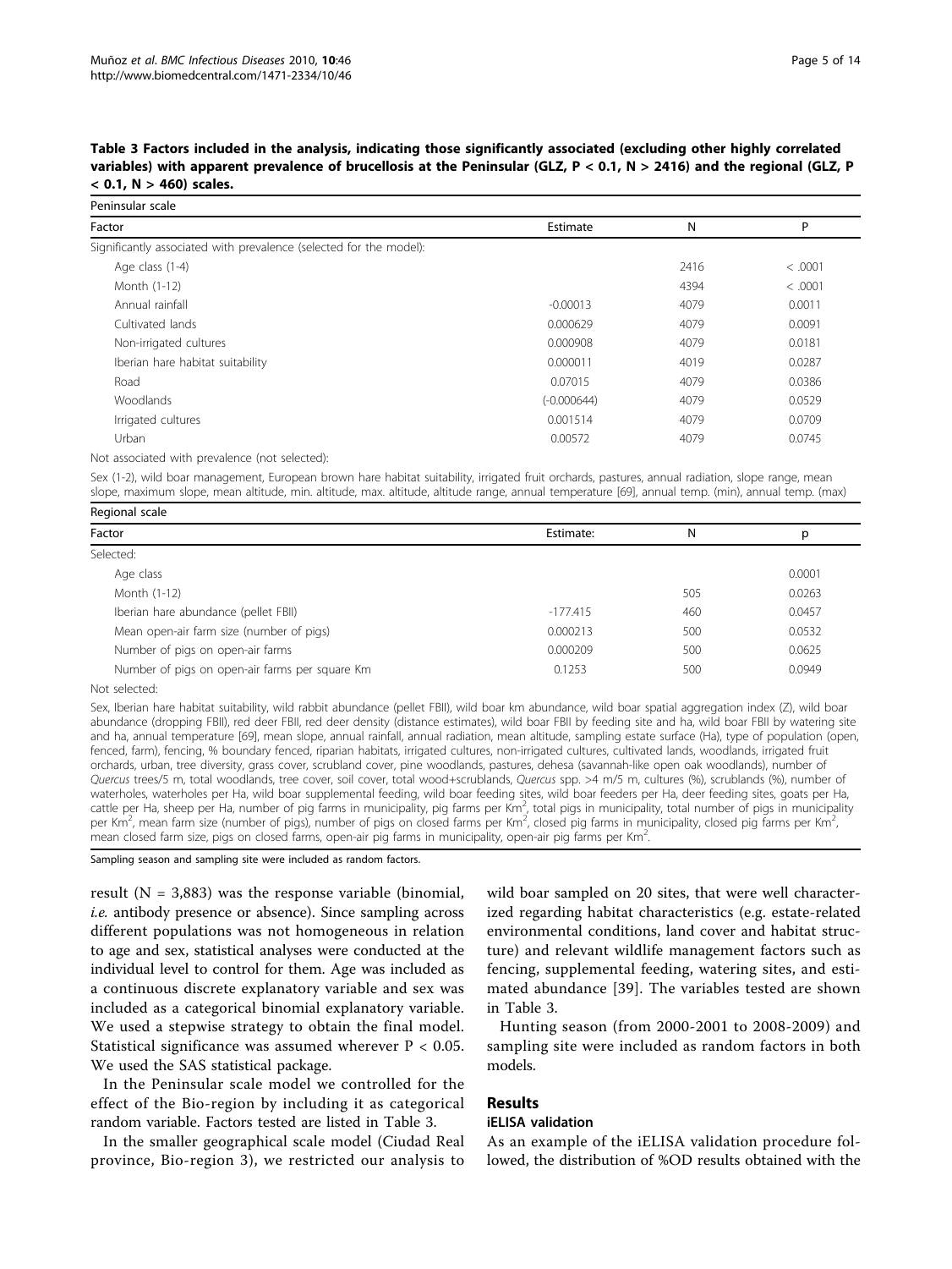**Table 3 Factors included in the analysis, indicating those significantly associated (excluding other highly correlated variables) with apparent prevalence of brucellosis at the Peninsular (GLZ, P < 0.1, N > 2416) and the regional (GLZ, P < 0.1, N > 460) scales.**

| Peninsular scale | | | |
|---|---|---|---|
| **Factor** | **Estimate** | **N** | **P** |
| Significantly associated with prevalence (selected for the model): | | | |
| Age class (1-4) | | 2416 | < .0001 |
| Month (1-12) | | 4394 | < .0001 |
| Annual rainfall | -0.00013 | 4079 | 0.0011 |
| Cultivated lands | 0.000629 | 4079 | 0.0091 |
| Non-irrigated cultures | 0.000908 | 4079 | 0.0181 |
| Iberian hare habitat suitability | 0.000011 | 4019 | 0.0287 |
| Road | 0.07015 | 4079 | 0.0386 |
| Woodlands | (-0.000644) | 4079 | 0.0529 |
| Irrigated cultures | 0.001514 | 4079 | 0.0709 |
| Urban | 0.00572 | 4079 | 0.0745 |

Not associated with prevalence (not selected):

Sex (1-2), wild boar management, European brown hare habitat suitability, irrigated fruit orchards, pastures, annual radiation, slope range, mean slope, maximum slope, mean altitude, min. altitude, max. altitude, altitude range, annual temperature [69], annual temp. (min), annual temp. (max)

| Regional scale | | | |
|---|---|---|---|
| **Factor** | **Estimate:** | **N** | **p** |
| Selected: | | | |
| Age class | | | 0.0001 |
| Month (1-12) | | 505 | 0.0263 |
| Iberian hare abundance (pellet FBII) | -177.415 | 460 | 0.0457 |
| Mean open-air farm size (number of pigs) | 0.000213 | 500 | 0.0532 |
| Number of pigs on open-air farms | 0.000209 | 500 | 0.0625 |
| Number of pigs on open-air farms per square Km | 0.1253 | 500 | 0.0949 |

Not selected:

Sex, Iberian hare habitat suitability, wild rabbit abundance (pellet FBII), wild boar km abundance, wild boar spatial aggregation index (Z), wild boar abundance (dropping FBII), red deer FBII, red deer density (distance estimates), wild boar FBII by feeding site and ha, wild boar FBII by watering site and ha, annual temperature [69], mean slope, annual rainfall, annual radiation, mean altitude, sampling estate surface (Ha), type of population (open, fenced, farm), fencing, % boundary fenced, riparian habitats, irrigated cultures, non-irrigated cultures, cultivated lands, woodlands, irrigated fruit orchards, urban, tree diversity, grass cover, scrubland cover, pine woodlands, pastures, dehesa (savannah-like open oak woodlands), number of *Quercus* trees/5 m, total woodlands, tree cover, soil cover, total wood+scrublands, *Quercus* spp. >4 m/5 m, cultures (%), scrublands (%), number of waterholes, waterholes per Ha, wild boar supplemental feeding, wild boar feeding sites, wild boar feeders per Ha, deer feeding sites, goats per Ha, cattle per Ha, sheep per Ha, number of pig farms in municipality, pig farms per $Km^2$, total pigs in municipality, total number of pigs in municipality per $Km^2$, mean farm size (number of pigs), number of pigs on closed farms per $Km^2$, closed pig farms in municipality, closed pig farms per $Km^2$, mean closed farm size, pigs on closed farms, open-air pig farms in municipality, open-air pig farms per $Km^2$.

Sampling season and sampling site were included as random factors.

result (N = 3,883) was the response variable (binomial, *i.e.* antibody presence or absence). Since sampling across different populations was not homogeneous in relation to age and sex, statistical analyses were conducted at the individual level to control for them. Age was included as a continuous discrete explanatory variable and sex was included as a categorical binomial explanatory variable. We used a stepwise strategy to obtain the final model. Statistical significance was assumed wherever $P < 0.05$. We used the SAS statistical package.

In the Peninsular scale model we controlled for the effect of the Bio-region by including it as categorical random variable. Factors tested are listed in Table 3.

In the smaller geographical scale model (Ciudad Real province, Bio-region 3), we restricted our analysis to wild boar sampled on 20 sites, that were well characterized regarding habitat characteristics (e.g. estate-related environmental conditions, land cover and habitat structure) and relevant wildlife management factors such as fencing, supplemental feeding, watering sites, and estimated abundance [39]. The variables tested are shown in Table 3.

Hunting season (from 2000-2001 to 2008-2009) and sampling site were included as random factors in both models.

## Results

### iELISA validation

As an example of the iELISA validation procedure followed, the distribution of %OD results obtained with the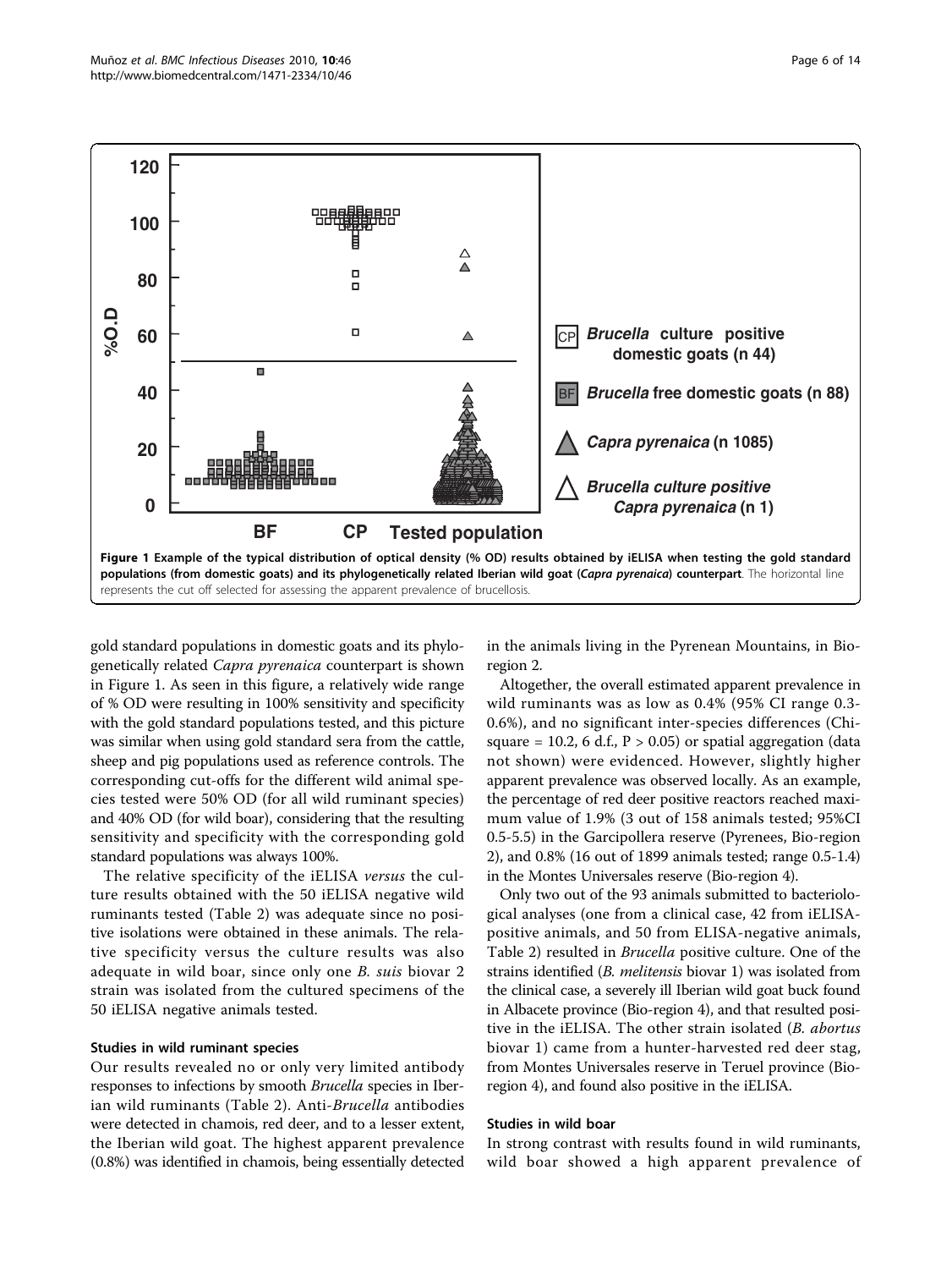**Figure 1 Example of the typical distribution of optical density (% OD) results obtained by iELISA when testing the gold standard populations (from domestic goats) and its phylogenetically related Iberian wild goat (*Capra pyrenaica*) counterpart**. The horizontal line represents the cut off selected for assessing the apparent prevalence of brucellosis.

gold standard populations in domestic goats and its phylogenetically related *Capra pyrenaica* counterpart is shown in Figure 1. As seen in this figure, a relatively wide range of % OD were resulting in 100% sensitivity and specificity with the gold standard populations tested, and this picture was similar when using gold standard sera from the cattle, sheep and pig populations used as reference controls. The corresponding cut-offs for the different wild animal species tested were 50% OD (for all wild ruminant species) and 40% OD (for wild boar), considering that the resulting sensitivity and specificity with the corresponding gold standard populations was always 100%.

The relative specificity of the iELISA *versus* the culture results obtained with the 50 iELISA negative wild ruminants tested (Table 2) was adequate since no positive isolations were obtained in these animals. The relative specificity versus the culture results was also adequate in wild boar, since only one *B. suis* biovar 2 strain was isolated from the cultured specimens of the 50 iELISA negative animals tested.

### Studies in wild ruminant species

Our results revealed no or only very limited antibody responses to infections by smooth *Brucella* species in Iberian wild ruminants (Table 2). Anti-*Brucella* antibodies were detected in chamois, red deer, and to a lesser extent, the Iberian wild goat. The highest apparent prevalence (0.8%) was identified in chamois, being essentially detected in the animals living in the Pyrenean Mountains, in Bioregion 2.

Altogether, the overall estimated apparent prevalence in wild ruminants was as low as 0.4% (95% CI range 0.3-0.6%), and no significant inter-species differences (Chi-square = 10.2, 6 d.f., $P > 0.05$) or spatial aggregation (data not shown) were evidenced. However, slightly higher apparent prevalence was observed locally. As an example, the percentage of red deer positive reactors reached maximum value of 1.9% (3 out of 158 animals tested; 95%CI 0.5-5.5) in the Garcipollera reserve (Pyrenees, Bio-region 2), and 0.8% (16 out of 1899 animals tested; range 0.5-1.4) in the Montes Universales reserve (Bio-region 4).

Only two out of the 93 animals submitted to bacteriological analyses (one from a clinical case, 42 from iELISA-positive animals, and 50 from ELISA-negative animals, Table 2) resulted in *Brucella* positive culture. One of the strains identified (*B. melitensis* biovar 1) was isolated from the clinical case, a severely ill Iberian wild goat buck found in Albacete province (Bio-region 4), and that resulted positive in the iELISA. The other strain isolated (*B. abortus* biovar 1) came from a hunter-harvested red deer stag, from Montes Universales reserve in Teruel province (Bio-region 4), and found also positive in the iELISA.

### Studies in wild boar

In strong contrast with results found in wild ruminants, wild boar showed a high apparent prevalence of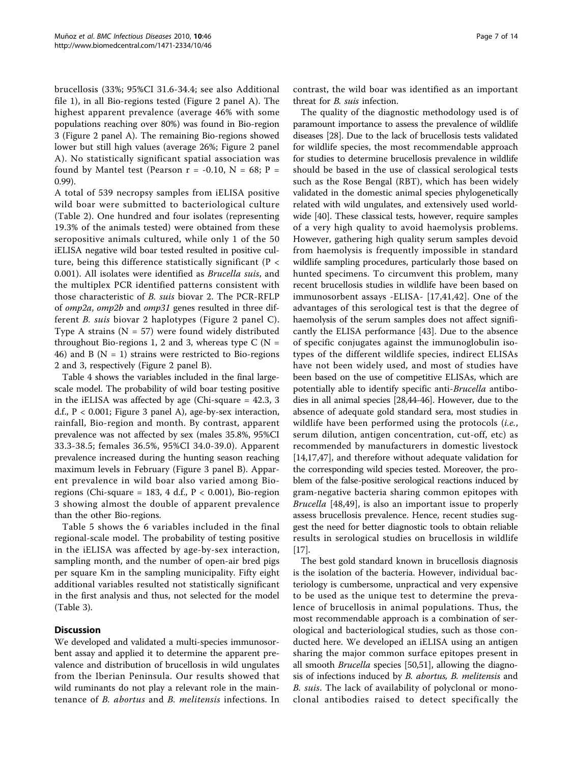brucellosis (33%; 95%CI 31.6-34.4; see also Additional file 1), in all Bio-regions tested (Figure 2 panel A). The highest apparent prevalence (average 46% with some populations reaching over 80%) was found in Bio-region 3 (Figure 2 panel A). The remaining Bio-regions showed lower but still high values (average 26%; Figure 2 panel A). No statistically significant spatial association was found by Mantel test (Pearson r = -0.10, N = 68; P = 0.99).

A total of 539 necropsy samples from iELISA positive wild boar were submitted to bacteriological culture (Table 2). One hundred and four isolates (representing 19.3% of the animals tested) were obtained from these seropositive animals cultured, while only 1 of the 50 iELISA negative wild boar tested resulted in positive culture, being this difference statistically significant (P < 0.001). All isolates were identified as *Brucella suis*, and the multiplex PCR identified patterns consistent with those characteristic of *B. suis* biovar 2. The PCR-RFLP of *omp2a*, *omp2b* and *omp31* genes resulted in three different *B. suis* biovar 2 haplotypes (Figure 2 panel C). Type A strains (N = 57) were found widely distributed throughout Bio-regions 1, 2 and 3, whereas type C (N = 46) and B (N = 1) strains were restricted to Bio-regions 2 and 3, respectively (Figure 2 panel B).

Table 4 shows the variables included in the final large-scale model. The probability of wild boar testing positive in the iELISA was affected by age (Chi-square = 42.3, 3 d.f., P < 0.001; Figure 3 panel A), age-by-sex interaction, rainfall, Bio-region and month. By contrast, apparent prevalence was not affected by sex (males 35.8%, 95%CI 33.3-38.5; females 36.5%, 95%CI 34.0-39.0). Apparent prevalence increased during the hunting season reaching maximum levels in February (Figure 3 panel B). Apparent prevalence in wild boar also varied among Bio-regions (Chi-square = 183, 4 d.f., P < 0.001), Bio-region 3 showing almost the double of apparent prevalence than the other Bio-regions.

Table 5 shows the 6 variables included in the final regional-scale model. The probability of testing positive in the iELISA was affected by age-by-sex interaction, sampling month, and the number of open-air bred pigs per square Km in the sampling municipality. Fifty eight additional variables resulted not statistically significant in the first analysis and thus, not selected for the model (Table 3).

## Discussion

We developed and validated a multi-species immunosorbent assay and applied it to determine the apparent prevalence and distribution of brucellosis in wild ungulates from the Iberian Peninsula. Our results showed that wild ruminants do not play a relevant role in the maintenance of *B. abortus* and *B. melitensis* infections. In contrast, the wild boar was identified as an important threat for *B. suis* infection.

The quality of the diagnostic methodology used is of paramount importance to assess the prevalence of wildlife diseases [28]. Due to the lack of brucellosis tests validated for wildlife species, the most recommendable approach for studies to determine brucellosis prevalence in wildlife should be based in the use of classical serological tests such as the Rose Bengal (RBT), which has been widely validated in the domestic animal species phylogenetically related with wild ungulates, and extensively used worldwide [40]. These classical tests, however, require samples of a very high quality to avoid haemolysis problems. However, gathering high quality serum samples devoid from haemolysis is frequently impossible in standard wildlife sampling procedures, particularly those based on hunted specimens. To circumvent this problem, many recent brucellosis studies in wildlife have been based on immunosorbent assays -ELISA- [17,41,42]. One of the advantages of this serological test is that the degree of haemolysis of the serum samples does not affect significantly the ELISA performance [43]. Due to the absence of specific conjugates against the immunoglobulin isotypes of the different wildlife species, indirect ELISAs have not been widely used, and most of studies have been based on the use of competitive ELISAs, which are potentially able to identify specific anti-*Brucella* antibodies in all animal species [28,44-46]. However, due to the absence of adequate gold standard sera, most studies in wildlife have been performed using the protocols (*i.e.*, serum dilution, antigen concentration, cut-off, etc) as recommended by manufacturers in domestic livestock [14,17,47], and therefore without adequate validation for the corresponding wild species tested. Moreover, the problem of the false-positive serological reactions induced by gram-negative bacteria sharing common epitopes with *Brucella* [48,49], is also an important issue to properly assess brucellosis prevalence. Hence, recent studies suggest the need for better diagnostic tools to obtain reliable results in serological studies on brucellosis in wildlife [17].

The best gold standard known in brucellosis diagnosis is the isolation of the bacteria. However, individual bacteriology is cumbersome, unpractical and very expensive to be used as the unique test to determine the prevalence of brucellosis in animal populations. Thus, the most recommendable approach is a combination of serological and bacteriological studies, such as those conducted here. We developed an iELISA using an antigen sharing the major common surface epitopes present in all smooth *Brucella* species [50,51], allowing the diagnosis of infections induced by *B. abortus*, *B. melitensis* and *B. suis*. The lack of availability of polyclonal or monoclonal antibodies raised to detect specifically the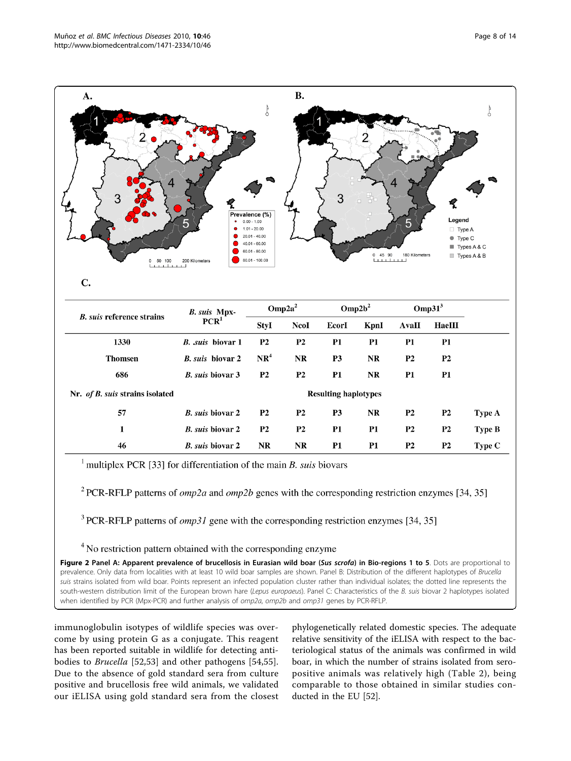C.

| *B. suis* reference strains | *B. suis* Mpx-PCR[1] | Omp2a[2] | | Omp2b[2] | | Omp31[3] | | |
|---|---|---|---|---|---|---|---|---|
| | | StyI | NcoI | EcorI | KpnI | AvaII | HaeIII | |
| 1330 | *B. suis* biovar 1 | P2 | P2 | P1 | P1 | P1 | P1 | |
| Thomsen | *B. suis* biovar 2 | NR[4] | NR | P3 | NR | P2 | P2 | |
| 686 | *B. suis* biovar 3 | P2 | P2 | P1 | NR | P1 | P1 | |
| Nr. *of B. suis* strains isolated | | Resulting haplotypes | | | | | | |
| 57 | *B. suis* biovar 2 | P2 | P2 | P3 | NR | P2 | P2 | Type A |
| 1 | *B. suis* biovar 2 | P2 | P2 | P1 | P1 | P2 | P2 | Type B |
| 46 | *B. suis* biovar 2 | NR | NR | P1 | P1 | P2 | P2 | Type C |

[1] multiplex PCR [33] for differentiation of the main *B. suis* biovars

[2] PCR-RFLP patterns of *omp2a* and *omp2b* genes with the corresponding restriction enzymes [34, 35]

[3] PCR-RFLP patterns of *omp31* gene with the corresponding restriction enzymes [34, 35]

[4] No restriction pattern obtained with the corresponding enzyme

**Figure 2 Panel A: Apparent prevalence of brucellosis in Eurasian wild boar (*Sus scrofa*) in Bio-regions 1 to 5**. Dots are proportional to prevalence. Only data from localities with at least 10 wild boar samples are shown. Panel B: Distribution of the different haplotypes of *Brucella suis* strains isolated from wild boar. Points represent an infected population cluster rather than individual isolates; the dotted line represents the south-western distribution limit of the European brown hare (*Lepus europaeus*). Panel C: Characteristics of the *B. suis* biovar 2 haplotypes isolated when identified by PCR (Mpx-PCR) and further analysis of *omp2a*, *omp2b* and *omp31* genes by PCR-RFLP.

immunoglobulin isotypes of wildlife species was overcome by using protein G as a conjugate. This reagent has been reported suitable in wildlife for detecting antibodies to *Brucella* [52,53] and other pathogens [54,55]. Due to the absence of gold standard sera from culture positive and brucellosis free wild animals, we validated our iELISA using gold standard sera from the closest phylogenetically related domestic species. The adequate relative sensitivity of the iELISA with respect to the bacteriological status of the animals was confirmed in wild boar, in which the number of strains isolated from seropositive animals was relatively high (Table 2), being comparable to those obtained in similar studies conducted in the EU [52].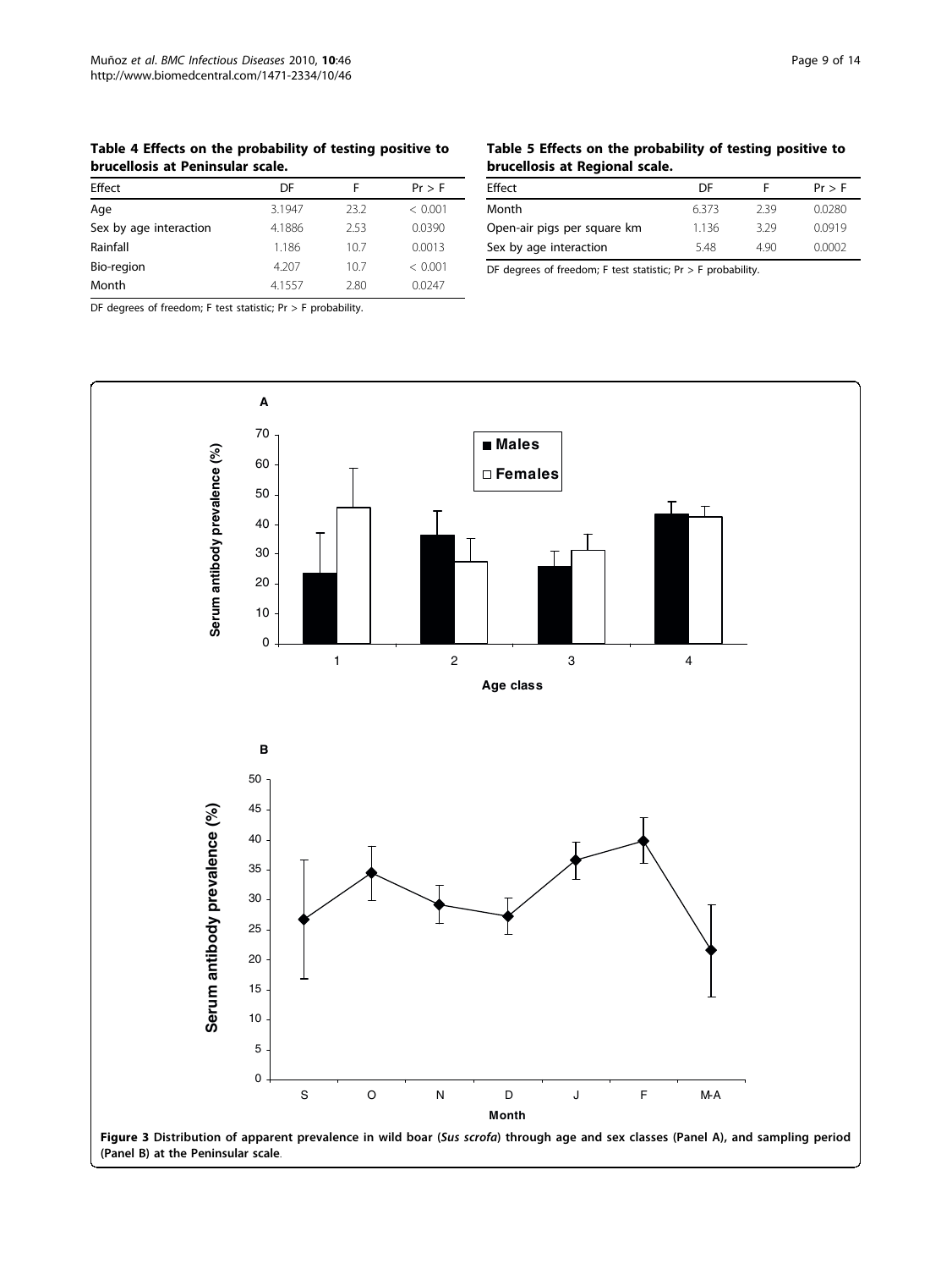**Table 4 Effects on the probability of testing positive to brucellosis at Peninsular scale.**

| Effect | DF | F | Pr > F |
|---|---|---|---|
| Age | 3.1947 | 23.2 | < 0.001 |
| Sex by age interaction | 4.1886 | 2.53 | 0.0390 |
| Rainfall | 1.186 | 10.7 | 0.0013 |
| Bio-region | 4.207 | 10.7 | < 0.001 |
| Month | 4.1557 | 2.80 | 0.0247 |

DF degrees of freedom; F test statistic; Pr > F probability.

**Table 5 Effects on the probability of testing positive to brucellosis at Regional scale.**

| Effect | DF | F | Pr > F |
|---|---|---|---|
| Month | 6.373 | 2.39 | 0.0280 |
| Open-air pigs per square km | 1.136 | 3.29 | 0.0919 |
| Sex by age interaction | 5.48 | 4.90 | 0.0002 |

DF degrees of freedom; F test statistic; Pr > F probability.

**Figure 3 Distribution of apparent prevalence in wild boar (*Sus scrofa*) through age and sex classes (Panel A), and sampling period (Panel B) at the Peninsular scale**.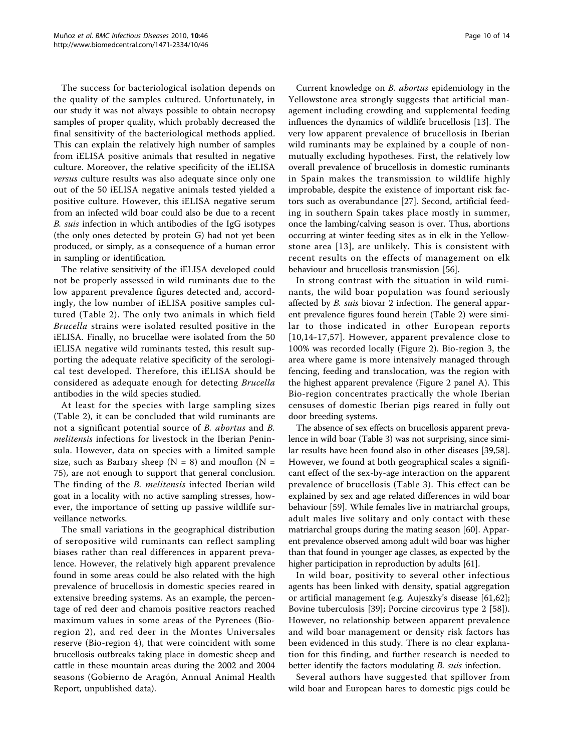The success for bacteriological isolation depends on the quality of the samples cultured. Unfortunately, in our study it was not always possible to obtain necropsy samples of proper quality, which probably decreased the final sensitivity of the bacteriological methods applied. This can explain the relatively high number of samples from iELISA positive animals that resulted in negative culture. Moreover, the relative specificity of the iELISA *versus* culture results was also adequate since only one out of the 50 iELISA negative animals tested yielded a positive culture. However, this iELISA negative serum from an infected wild boar could also be due to a recent *B. suis* infection in which antibodies of the IgG isotypes (the only ones detected by protein G) had not yet been produced, or simply, as a consequence of a human error in sampling or identification.

The relative sensitivity of the iELISA developed could not be properly assessed in wild ruminants due to the low apparent prevalence figures detected and, accordingly, the low number of iELISA positive samples cultured (Table 2). The only two animals in which field *Brucella* strains were isolated resulted positive in the iELISA. Finally, no brucellae were isolated from the 50 iELISA negative wild ruminants tested, this result supporting the adequate relative specificity of the serological test developed. Therefore, this iELISA should be considered as adequate enough for detecting *Brucella* antibodies in the wild species studied.

At least for the species with large sampling sizes (Table 2), it can be concluded that wild ruminants are not a significant potential source of *B. abortus* and *B. melitensis* infections for livestock in the Iberian Peninsula. However, data on species with a limited sample size, such as Barbary sheep (N = 8) and mouflon (N = 75), are not enough to support that general conclusion. The finding of the *B. melitensis* infected Iberian wild goat in a locality with no active sampling stresses, however, the importance of setting up passive wildlife surveillance networks.

The small variations in the geographical distribution of seropositive wild ruminants can reflect sampling biases rather than real differences in apparent prevalence. However, the relatively high apparent prevalence found in some areas could be also related with the high prevalence of brucellosis in domestic species reared in extensive breeding systems. As an example, the percentage of red deer and chamois positive reactors reached maximum values in some areas of the Pyrenees (Bio-region 2), and red deer in the Montes Universales reserve (Bio-region 4), that were coincident with some brucellosis outbreaks taking place in domestic sheep and cattle in these mountain areas during the 2002 and 2004 seasons (Gobierno de Aragón, Annual Animal Health Report, unpublished data).

Current knowledge on *B. abortus* epidemiology in the Yellowstone area strongly suggests that artificial management including crowding and supplemental feeding influences the dynamics of wildlife brucellosis [13]. The very low apparent prevalence of brucellosis in Iberian wild ruminants may be explained by a couple of non-mutually excluding hypotheses. First, the relatively low overall prevalence of brucellosis in domestic ruminants in Spain makes the transmission to wildlife highly improbable, despite the existence of important risk factors such as overabundance [27]. Second, artificial feeding in southern Spain takes place mostly in summer, once the lambing/calving season is over. Thus, abortions occurring at winter feeding sites as in elk in the Yellowstone area [13], are unlikely. This is consistent with recent results on the effects of management on elk behaviour and brucellosis transmission [56].

In strong contrast with the situation in wild ruminants, the wild boar population was found seriously affected by *B. suis* biovar 2 infection. The general apparent prevalence figures found herein (Table 2) were similar to those indicated in other European reports [10,14-17,57]. However, apparent prevalence close to 100% was recorded locally (Figure 2). Bio-region 3, the area where game is more intensively managed through fencing, feeding and translocation, was the region with the highest apparent prevalence (Figure 2 panel A). This Bio-region concentrates practically the whole Iberian censuses of domestic Iberian pigs reared in fully out door breeding systems.

The absence of sex effects on brucellosis apparent prevalence in wild boar (Table 3) was not surprising, since similar results have been found also in other diseases [39,58]. However, we found at both geographical scales a significant effect of the sex-by-age interaction on the apparent prevalence of brucellosis (Table 3). This effect can be explained by sex and age related differences in wild boar behaviour [59]. While females live in matriarchal groups, adult males live solitary and only contact with these matriarchal groups during the mating season [60]. Apparent prevalence observed among adult wild boar was higher than that found in younger age classes, as expected by the higher participation in reproduction by adults [61].

In wild boar, positivity to several other infectious agents has been linked with density, spatial aggregation or artificial management (e.g. Aujeszky's disease [61,62]; Bovine tuberculosis [39]; Porcine circovirus type 2 [58]). However, no relationship between apparent prevalence and wild boar management or density risk factors has been evidenced in this study. There is no clear explanation for this finding, and further research is needed to better identify the factors modulating *B. suis* infection.

Several authors have suggested that spillover from wild boar and European hares to domestic pigs could be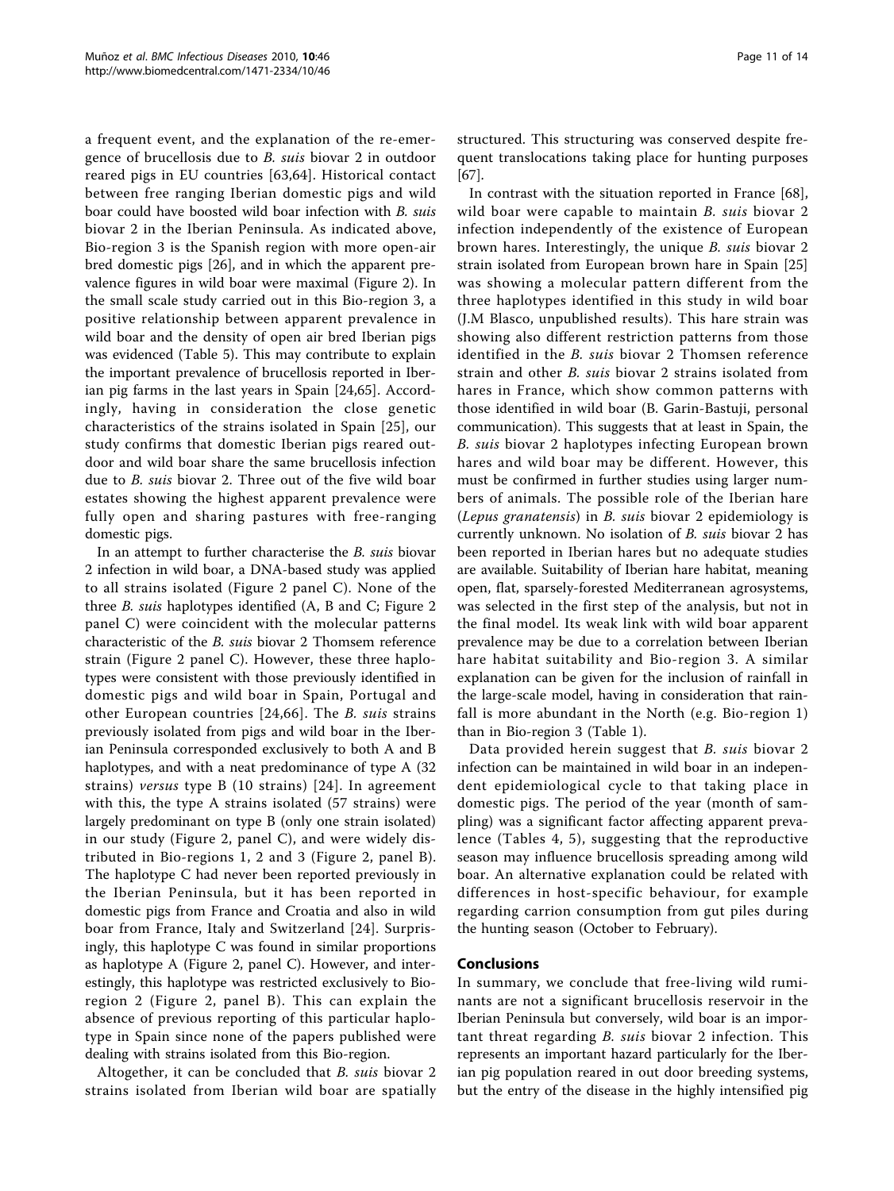a frequent event, and the explanation of the re-emergence of brucellosis due to *B. suis* biovar 2 in outdoor reared pigs in EU countries [63,64]. Historical contact between free ranging Iberian domestic pigs and wild boar could have boosted wild boar infection with *B. suis* biovar 2 in the Iberian Peninsula. As indicated above, Bio-region 3 is the Spanish region with more open-air bred domestic pigs [26], and in which the apparent prevalence figures in wild boar were maximal (Figure 2). In the small scale study carried out in this Bio-region 3, a positive relationship between apparent prevalence in wild boar and the density of open air bred Iberian pigs was evidenced (Table 5). This may contribute to explain the important prevalence of brucellosis reported in Iberian pig farms in the last years in Spain [24,65]. Accordingly, having in consideration the close genetic characteristics of the strains isolated in Spain [25], our study confirms that domestic Iberian pigs reared outdoor and wild boar share the same brucellosis infection due to *B. suis* biovar 2. Three out of the five wild boar estates showing the highest apparent prevalence were fully open and sharing pastures with free-ranging domestic pigs.

In an attempt to further characterise the *B. suis* biovar 2 infection in wild boar, a DNA-based study was applied to all strains isolated (Figure 2 panel C). None of the three *B. suis* haplotypes identified (A, B and C; Figure 2 panel C) were coincident with the molecular patterns characteristic of the *B. suis* biovar 2 Thomsem reference strain (Figure 2 panel C). However, these three haplotypes were consistent with those previously identified in domestic pigs and wild boar in Spain, Portugal and other European countries [24,66]. The *B. suis* strains previously isolated from pigs and wild boar in the Iberian Peninsula corresponded exclusively to both A and B haplotypes, and with a neat predominance of type A (32 strains) *versus* type B (10 strains) [24]. In agreement with this, the type A strains isolated (57 strains) were largely predominant on type B (only one strain isolated) in our study (Figure 2, panel C), and were widely distributed in Bio-regions 1, 2 and 3 (Figure 2, panel B). The haplotype C had never been reported previously in the Iberian Peninsula, but it has been reported in domestic pigs from France and Croatia and also in wild boar from France, Italy and Switzerland [24]. Surprisingly, this haplotype C was found in similar proportions as haplotype A (Figure 2, panel C). However, and interestingly, this haplotype was restricted exclusively to Bio-region 2 (Figure 2, panel B). This can explain the absence of previous reporting of this particular haplotype in Spain since none of the papers published were dealing with strains isolated from this Bio-region.

Altogether, it can be concluded that *B. suis* biovar 2 strains isolated from Iberian wild boar are spatially structured. This structuring was conserved despite frequent translocations taking place for hunting purposes [67].

In contrast with the situation reported in France [68], wild boar were capable to maintain *B. suis* biovar 2 infection independently of the existence of European brown hares. Interestingly, the unique *B. suis* biovar 2 strain isolated from European brown hare in Spain [25] was showing a molecular pattern different from the three haplotypes identified in this study in wild boar (J.M Blasco, unpublished results). This hare strain was showing also different restriction patterns from those identified in the *B. suis* biovar 2 Thomsen reference strain and other *B. suis* biovar 2 strains isolated from hares in France, which show common patterns with those identified in wild boar (B. Garin-Bastuji, personal communication). This suggests that at least in Spain, the *B. suis* biovar 2 haplotypes infecting European brown hares and wild boar may be different. However, this must be confirmed in further studies using larger numbers of animals. The possible role of the Iberian hare (*Lepus granatensis*) in *B. suis* biovar 2 epidemiology is currently unknown. No isolation of *B. suis* biovar 2 has been reported in Iberian hares but no adequate studies are available. Suitability of Iberian hare habitat, meaning open, flat, sparsely-forested Mediterranean agrosystems, was selected in the first step of the analysis, but not in the final model. Its weak link with wild boar apparent prevalence may be due to a correlation between Iberian hare habitat suitability and Bio-region 3. A similar explanation can be given for the inclusion of rainfall in the large-scale model, having in consideration that rainfall is more abundant in the North (e.g. Bio-region 1) than in Bio-region 3 (Table 1).

Data provided herein suggest that *B. suis* biovar 2 infection can be maintained in wild boar in an independent epidemiological cycle to that taking place in domestic pigs. The period of the year (month of sampling) was a significant factor affecting apparent prevalence (Tables 4, 5), suggesting that the reproductive season may influence brucellosis spreading among wild boar. An alternative explanation could be related with differences in host-specific behaviour, for example regarding carrion consumption from gut piles during the hunting season (October to February).

## Conclusions

In summary, we conclude that free-living wild ruminants are not a significant brucellosis reservoir in the Iberian Peninsula but conversely, wild boar is an important threat regarding *B. suis* biovar 2 infection. This represents an important hazard particularly for the Iberian pig population reared in out door breeding systems, but the entry of the disease in the highly intensified pig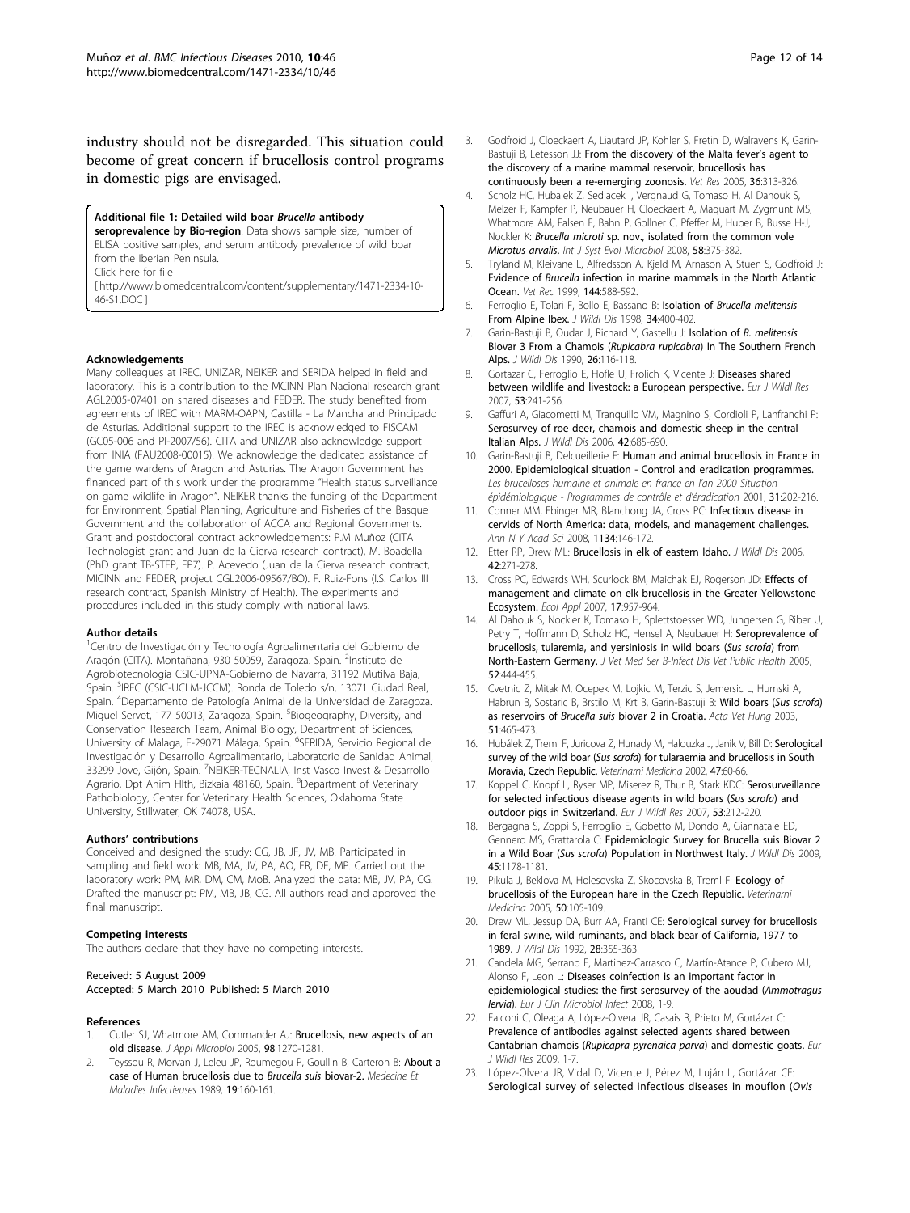industry should not be disregarded. This situation could become of great concern if brucellosis control programs in domestic pigs are envisaged.

**Additional file 1: Detailed wild boar *Brucella* antibody seroprevalence by Bio-region**. Data shows sample size, number of ELISA positive samples, and serum antibody prevalence of wild boar from the Iberian Peninsula.
Click here for file
[ http://www.biomedcentral.com/content/supplementary/1471-2334-10-46-S1.DOC ]

#### Acknowledgements

Many colleagues at IREC, UNIZAR, NEIKER and SERIDA helped in field and laboratory. This is a contribution to the MCINN Plan Nacional research grant AGL2005-07401 on shared diseases and FEDER. The study benefited from agreements of IREC with MARM-OAPN, Castilla - La Mancha and Principado de Asturias. Additional support to the IREC is acknowledged to FISCAM (GC05-006 and PI-2007/56). CITA and UNIZAR also acknowledge support from INIA (FAU2008-00015). We acknowledge the dedicated assistance of the game wardens of Aragon and Asturias. The Aragon Government has financed part of this work under the programme "Health status surveillance on game wildlife in Aragon". NEIKER thanks the funding of the Department for Environment, Spatial Planning, Agriculture and Fisheries of the Basque Government and the collaboration of ACCA and Regional Governments. Grant and postdoctoral contract acknowledgements: P.M Muñoz (CITA Technologist grant and Juan de la Cierva research contract), M. Boadella (PhD grant TB-STEP, FP7). P. Acevedo (Juan de la Cierva research contract, MICINN and FEDER, project CGL2006-09567/BO). F. Ruiz-Fons (I.S. Carlos III research contract, Spanish Ministry of Health). The experiments and procedures included in this study comply with national laws.

#### Author details

[1]Centro de Investigación y Tecnología Agroalimentaria del Gobierno de Aragón (CITA). Montañana, 930 50059, Zaragoza. Spain. [2]Instituto de Agrobiotecnología CSIC-UPNA-Gobierno de Navarra, 31192 Mutilva Baja, Spain. [3]IREC (CSIC-UCLM-JCCM). Ronda de Toledo s/n, 13071 Ciudad Real, Spain. [4]Departamento de Patología Animal de la Universidad de Zaragoza. Miguel Servet, 177 50013, Zaragoza, Spain. [5]Biogeography, Diversity, and Conservation Research Team, Animal Biology, Department of Sciences, University of Malaga, E-29071 Málaga, Spain. [6]SERIDA, Servicio Regional de Investigación y Desarrollo Agroalimentario, Laboratorio de Sanidad Animal, 33299 Jove, Gijón, Spain. [7]NEIKER-TECNALIA, Inst Vasco Invest & Desarrollo Agrario, Dpt Anim Hlth, Bizkaia 48160, Spain. [8]Department of Veterinary Pathobiology, Center for Veterinary Health Sciences, Oklahoma State University, Stillwater, OK 74078, USA.

#### Authors' contributions

Conceived and designed the study: CG, JB, JF, JV, MB. Participated in sampling and field work: MB, MA, JV, PA, AO, FR, DF, MP. Carried out the laboratory work: PM, MR, DM, CM, MoB. Analyzed the data: MB, JV, PA, CG. Drafted the manuscript: PM, MB, JB, CG. All authors read and approved the final manuscript.

#### Competing interests

The authors declare that they have no competing interests.

Received: 5 August 2009
Accepted: 5 March 2010 Published: 5 March 2010

#### References

1. Cutler SJ, Whatmore AM, Commander AJ: **Brucellosis, new aspects of an old disease.** *J Appl Microbiol* 2005, **98**:1270-1281.
2. Teyssou R, Morvan J, Leleu JP, Roumegou P, Goullin B, Carteron B: **About a case of Human brucellosis due to *Brucella suis* biovar-2.** *Medecine Et Maladies Infectieuses* 1989, **19**:160-161.
3. Godfroid J, Cloeckaert A, Liautard JP, Kohler S, Fretin D, Walravens K, Garin-Bastuji B, Letesson JJ: **From the discovery of the Malta fever's agent to the discovery of a marine mammal reservoir, brucellosis has continuously been a re-emerging zoonosis.** *Vet Res* 2005, **36**:313-326.
4. Scholz HC, Hubalek Z, Sedlacek I, Vergnaud G, Tomaso H, Al Dahouk S, Melzer F, Kampfer P, Neubauer H, Cloeckaert A, Maquart M, Zygmunt MS, Whatmore AM, Falsen E, Bahn P, Gollner C, Pfeffer M, Huber B, Busse H-J, Nockler K: ***Brucella microti* sp. nov., isolated from the common vole *Microtus arvalis*.** *Int J Syst Evol Microbiol* 2008, **58**:375-382.
5. Tryland M, Kleivane L, Alfredsson A, Kjeld M, Arnason A, Stuen S, Godfroid J: **Evidence of *Brucella* infection in marine mammals in the North Atlantic Ocean.** *Vet Rec* 1999, **144**:588-592.
6. Ferroglio E, Tolari F, Bollo E, Bassano B: **Isolation of *Brucella melitensis* From Alpine Ibex.** *J Wildl Dis* 1998, **34**:400-402.
7. Garin-Bastuji B, Oudar J, Richard Y, Gastellu J: **Isolation of *B. melitensis* Biovar 3 From a Chamois (*Rupicabra rupicabra*) In The Southern French Alps.** *J Wildl Dis* 1990, **26**:116-118.
8. Gortazar C, Ferroglio E, Hofle U, Frolich K, Vicente J: **Diseases shared between wildlife and livestock: a European perspective.** *Eur J Wildl Res* 2007, **53**:241-256.
9. Gaffuri A, Giacometti M, Tranquillo VM, Magnino S, Cordioli P, Lanfranchi P: **Serosurvey of roe deer, chamois and domestic sheep in the central Italian Alps.** *J Wildl Dis* 2006, **42**:685-690.
10. Garin-Bastuji B, Delcueillerie F: **Human and animal brucellosis in France in 2000. Epidemiological situation - Control and eradication programmes.** *Les brucelloses humaine et animale en france en l'an 2000 Situation épidémiologique - Programmes de contrôle et d'éradication* 2001, **31**:202-216.
11. Conner MM, Ebinger MR, Blanchong JA, Cross PC: **Infectious disease in cervids of North America: data, models, and management challenges.** *Ann N Y Acad Sci* 2008, **1134**:146-172.
12. Etter RP, Drew ML: **Brucellosis in elk of eastern Idaho.** *J Wildl Dis* 2006, **42**:271-278.
13. Cross PC, Edwards WH, Scurlock BM, Maichak EJ, Rogerson JD: **Effects of management and climate on elk brucellosis in the Greater Yellowstone Ecosystem.** *Ecol Appl* 2007, **17**:957-964.
14. Al Dahouk S, Nockler K, Tomaso H, Splettstoesser WD, Jungersen G, Riber U, Petry T, Hoffmann D, Scholz HC, Hensel A, Neubauer H: **Seroprevalence of brucellosis, tularemia, and yersiniosis in wild boars (*Sus scrofa*) from North-Eastern Germany.** *J Vet Med Ser B-Infect Dis Vet Public Health* 2005, **52**:444-455.
15. Cvetnic Z, Mitak M, Ocepek M, Lojkic M, Terzic S, Jemersic L, Humski A, Habrun B, Sostaric B, Brstilo M, Krt B, Garin-Bastuji B: **Wild boars (*Sus scrofa*) as reservoirs of *Brucella suis* biovar 2 in Croatia.** *Acta Vet Hung* 2003, **51**:465-473.
16. Hubálek Z, Treml F, Juricova Z, Hunady M, Halouzka J, Janik V, Bill D: **Serological survey of the wild boar (*Sus scrofa*) for tularaemia and brucellosis in South Moravia, Czech Republic.** *Veterinarni Medicina* 2002, **47**:60-66.
17. Koppel C, Knopf L, Ryser MP, Miserez R, Thur B, Stark KDC: **Serosurveillance for selected infectious disease agents in wild boars (*Sus scrofa*) and outdoor pigs in Switzerland.** *Eur J Wildl Res* 2007, **53**:212-220.
18. Bergagna S, Zoppi S, Ferroglio E, Gobetto M, Dondo A, Giannatale ED, Gennero MS, Grattarola C: **Epidemiologic Survey for Brucella suis Biovar 2 in a Wild Boar (*Sus scrofa*) Population in Northwest Italy.** *J Wildl Dis* 2009, **45**:1178-1181.
19. Pikula J, Beklova M, Holesovska Z, Skocovska B, Treml F: **Ecology of brucellosis of the European hare in the Czech Republic.** *Veterinarni Medicina* 2005, **50**:105-109.
20. Drew ML, Jessup DA, Burr AA, Franti CE: **Serological survey for brucellosis in feral swine, wild ruminants, and black bear of California, 1977 to 1989.** *J Wildl Dis* 1992, **28**:355-363.
21. Candela MG, Serrano E, Martinez-Carrasco C, Martín-Atance P, Cubero MJ, Alonso F, Leon L: **Diseases coinfection is an important factor in epidemiological studies: the first serosurvey of the aoudad (*Ammotragus lervia*).** *Eur J Clin Microbiol Infect* 2008, 1-9.
22. Falconi C, Oleaga A, López-Olvera JR, Casais R, Prieto M, Gortázar C: **Prevalence of antibodies against selected agents shared between Cantabrian chamois (*Rupicapra pyrenaica parva*) and domestic goats.** *Eur J Wildl Res* 2009, 1-7.
23. López-Olvera JR, Vidal D, Vicente J, Pérez M, Luján L, Gortázar CE: **Serological survey of selected infectious diseases in mouflon (*Ovis*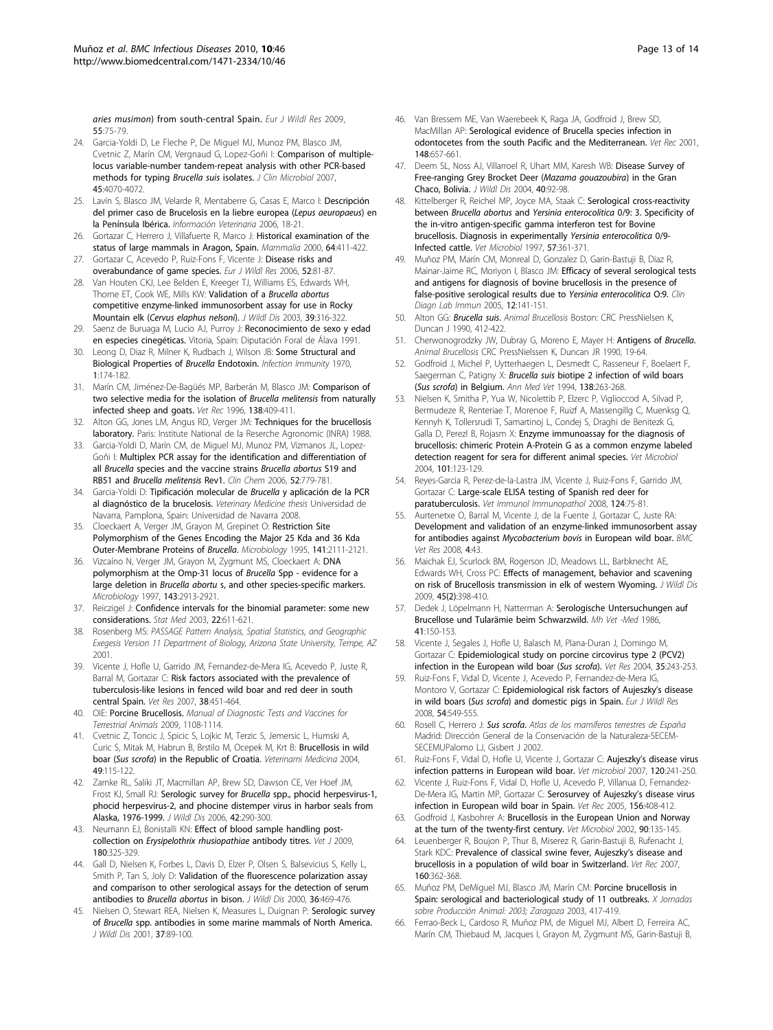*aries musimon*) from south-central Spain. *Eur J Wildl Res* 2009, 55:75-79.

24. Garcia-Yoldi D, Le Fleche P, De Miguel MJ, Munoz PM, Blasco JM, Cvetnic Z, Marín CM, Vergnaud G, Lopez-Goñi I: **Comparison of multiple-locus variable-number tandem-repeat analysis with other PCR-based methods for typing *Brucella suis* isolates.** *J Clin Microbiol* 2007, 45:4070-4072.
25. Lavín S, Blasco JM, Velarde R, Mentaberre G, Casas E, Marco I: **Descripción del primer caso de Brucelosis en la liebre europea (*Lepus aeuropaeus*) en la Península Ibérica.** *Información Veterinaria* 2006, 18-21.
26. Gortazar C, Herrero J, Villafuerte R, Marco J: **Historical examination of the status of large mammals in Aragon, Spain.** *Mammalia* 2000, 64:411-422.
27. Gortazar C, Acevedo P, Ruiz-Fons F, Vicente J: **Disease risks and overabundance of game species.** *Eur J Wildl Res* 2006, 52:81-87.
28. Van Houten CKJ, Lee Belden E, Kreeger TJ, Williams ES, Edwards WH, Thorne ET, Cook WE, Mills KW: **Validation of a *Brucella abortus* competitive enzyme-linked immunosorbent assay for use in Rocky Mountain elk (*Cervus elaphus nelsoni*).** *J Wildl Dis* 2003, 39:316-322.
29. Saenz de Buruaga M, Lucio AJ, Purroy J: **Reconocimiento de sexo y edad en especies cinegéticas.** Vitoria, Spain: Diputación Foral de Álava 1991.
30. Leong D, Diaz R, Milner K, Rudbach J, Wilson JB: **Some Structural and Biological Properties of *Brucella* Endotoxin.** *Infection Immunity* 1970, 1:174-182.
31. Marín CM, Jiménez-De-Bagüés MP, Barberán M, Blasco JM: **Comparison of two selective media for the isolation of *Brucella melitensis* from naturally infected sheep and goats.** *Vet Rec* 1996, 138:409-411.
32. Alton GG, Jones LM, Angus RD, Verger JM: **Techniques for the brucellosis laboratory.** Paris: Institute National de la Reserche Agronomic (INRA) 1988.
33. Garcia-Yoldi D, Marín CM, de Miguel MJ, Munoz PM, Vizmanos JL, Lopez-Goñi I: **Multiplex PCR assay for the identification and differentiation of all *Brucella* species and the vaccine strains *Brucella abortus* S19 and RB51 and *Brucella melitensis* Rev1.** *Clin Chem* 2006, 52:779-781.
34. Garcia-Yoldi D: **Tipificación molecular de *Brucella* y aplicación de la PCR al diagnóstico de la brucelosis.** *Veterinary Medicine thesis* Universidad de Navarra, Pamplona, Spain: Universidad de Navarra 2008.
35. Cloeckaert A, Verger JM, Grayon M, Grepinet O: **Restriction Site Polymorphism of the Genes Encoding the Major 25 Kda and 36 Kda Outer-Membrane Proteins of *Brucella*.** *Microbiology* 1995, 141:2111-2121.
36. Vizcaíno N, Verger JM, Grayon M, Zygmunt MS, Cloeckaert A: **DNA polymorphism at the Omp-31 locus of *Brucella* Spp - evidence for a large deletion in *Brucella abortu* s, and other species-specific markers.** *Microbiology* 1997, 143:2913-2921.
37. Reiczigel J: **Confidence intervals for the binomial parameter: some new considerations.** *Stat Med* 2003, 22:611-621.
38. Rosenberg MS: *PASSAGE Pattern Analysis, Spatial Statistics, and Geographic Exegesis Version 11 Department of Biology, Arizona State University, Tempe, AZ* 2001.
39. Vicente J, Hofle U, Garrido JM, Fernandez-de-Mera IG, Acevedo P, Juste R, Barral M, Gortazar C: **Risk factors associated with the prevalence of tuberculosis-like lesions in fenced wild boar and red deer in south central Spain.** *Vet Res* 2007, 38:451-464.
40. OIE: **Porcine Brucellosis.** *Manual of Diagnostic Tests and Vaccines for Terrestrial Animals* 2009, 1108-1114.
41. Cvetnic Z, Toncic J, Spicic S, Lojkic M, Terzic S, Jemersic L, Humski A, Curic S, Mitak M, Habrun B, Brstilo M, Ocepek M, Krt B: **Brucellosis in wild boar (*Sus scrofa*) in the Republic of Croatia.** *Veterinarni Medicina* 2004, 49:115-122.
42. Zarnke RL, Saliki JT, Macmillan AP, Brew SD, Dawson CE, Ver Hoef JM, Frost KJ, Small RJ: **Serologic survey for *Brucella* spp., phocid herpesvirus-1, phocid herpesvirus-2, and phocine distemper virus in harbor seals from Alaska, 1976-1999.** *J Wildl Dis* 2006, 42:290-300.
43. Neumann EJ, Bonistalli KN: **Effect of blood sample handling post-collection on *Erysipelothrix rhusiopathiae* antibody titres.** *Vet J* 2009, 180:325-329.
44. Gall D, Nielsen K, Forbes L, Davis D, Elzer P, Olsen S, Balsevicius S, Kelly L, Smith P, Tan S, Joly D: **Validation of the fluorescence polarization assay and comparison to other serological assays for the detection of serum antibodies to *Brucella abortus* in bison.** *J Wildl Dis* 2000, 36:469-476.
45. Nielsen O, Stewart REA, Nielsen K, Measures L, Duignan P: **Serologic survey of *Brucella* spp. antibodies in some marine mammals of North America.** *J Wildl Dis* 2001, 37:89-100.
46. Van Bressem ME, Van Waerebeek K, Raga JA, Godfroid J, Brew SD, MacMillan AP: **Serological evidence of Brucella species infection in odontocetes from the south Pacific and the Mediterranean.** *Vet Rec* 2001, 148:657-661.
47. Deem SL, Noss AJ, Villarroel R, Uhart MM, Karesh WB: **Disease Survey of Free-ranging Grey Brocket Deer (*Mazama gouazoubira*) in the Gran Chaco, Bolivia.** *J Wildl Dis* 2004, 40:92-98.
48. Kittelberger R, Reichel MP, Joyce MA, Staak C: **Serological cross-reactivity between *Brucella abortus* and *Yersinia enterocolitica* 0/9: 3. Specificity of the in-vitro antigen-specific gamma interferon test for Bovine brucellosis. Diagnosis in experimentally *Yersinia enterocolitica* 0/9-Infected cattle.** *Vet Microbiol* 1997, 57:361-371.
49. Muñoz PM, Marín CM, Monreal D, Gonzalez D, Garin-Bastuji B, Diaz R, Mainar-Jaime RC, Moriyon I, Blasco JM: **Efficacy of several serological tests and antigens for diagnosis of bovine brucellosis in the presence of false-positive serological results due to *Yersinia enterocolitica* O:9.** *Clin Diagn Lab Immun* 2005, 12:141-151.
50. Alton GG: ***Brucella suis*.** *Animal Brucellosis* Boston: CRC PressNielsen K, Duncan J 1990, 412-422.
51. Cherwonogrodzky JW, Dubray G, Moreno E, Mayer H: **Antigens of *Brucella*.** *Animal Brucellosis* CRC PressNielssen K, Duncan JR 1990, 19-64.
52. Godfroid J, Michel P, Uytterhaegen L, Desmedt C, Rasseneur F, Boelaert F, Saegerman C, Patigny X: ***Brucella suis* biotipe 2 infection of wild boars (*Sus scrofa*) in Belgium.** *Ann Med Vet* 1994, 138:263-268.
53. Nielsen K, Smitha P, Yua W, Nicolettib P, Elzerc P, Viglioccod A, Silvad P, Bermudeze R, Renteriae T, Morenoe F, Ruizf A, Massengillg C, Muenksg Q, Kennyh K, Tollersrudi T, Samartinoj L, Condej S, Draghi de Benitezk G, Galla D, Perezl B, Rojasm X: **Enzyme immunoassay for the diagnosis of brucellosis: chimeric Protein A-Protein G as a common enzyme labeled detection reagent for sera for different animal species.** *Vet Microbiol* 2004, 101:123-129.
54. Reyes-Garcia R, Perez-de-la-Lastra JM, Vicente J, Ruiz-Fons F, Garrido JM, Gortazar C: **Large-scale ELISA testing of Spanish red deer for paratuberculosis.** *Vet Immunol Immunopathol* 2008, 124:75-81.
55. Aurtenetxe O, Barral M, Vicente J, de la Fuente J, Gortazar C, Juste RA: **Development and validation of an enzyme-linked immunosorbent assay for antibodies against *Mycobacterium bovis* in European wild boar.** *BMC Vet Res* 2008, 4:43.
56. Maichak EJ, Scurlock BM, Rogerson JD, Meadows LL, Barbknecht AE, Edwards WH, Cross PC: **Effects of management, behavior and scavening on risk of Brucellosis transmission in elk of western Wyoming.** *J Wildl Dis* 2009, 45(2):398-410.
57. Dedek J, Löpelmann H, Natterman A: **Serologische Untersuchungen auf Brucellose und Tularämie beim Schwarzwild.** *Mh Vet -Med* 1986, 41:150-153.
58. Vicente J, Segales J, Hofle U, Balasch M, Plana-Duran J, Domingo M, Gortazar C: **Epidemiological study on porcine circovirus type 2 (PCV2) infection in the European wild boar (*Sus scrofa*).** *Vet Res* 2004, 35:243-253.
59. Ruiz-Fons F, Vidal D, Vicente J, Acevedo P, Fernandez-de-Mera IG, Montoro V, Gortazar C: **Epidemiological risk factors of Aujeszky's disease in wild boars (*Sus scrofa*) and domestic pigs in Spain.** *Eur J Wildl Res* 2008, 54:549-555.
60. Rosell C, Herrero J: ***Sus scrofa*.** *Atlas de los mamíferos terrestres de España* Madrid: Dirección General de la Conservación de la Naturaleza-SECEM-SECEMUPalomo LJ, Gisbert J 2002.
61. Ruiz-Fons F, Vidal D, Hofle U, Vicente J, Gortazar C: **Aujeszky's disease virus infection patterns in European wild boar.** *Vet microbiol* 2007, 120:241-250.
62. Vicente J, Ruiz-Fons F, Vidal D, Hofle U, Acevedo P, Villanua D, Fernandez-De-Mera IG, Martin MP, Gortazar C: **Serosurvey of Aujeszky's disease virus infection in European wild boar in Spain.** *Vet Rec* 2005, 156:408-412.
63. Godfroid J, Kasbohrer A: **Brucellosis in the European Union and Norway at the turn of the twenty-first century.** *Vet Microbiol* 2002, 90:135-145.
64. Leuenberger R, Boujon P, Thur B, Miserez R, Garin-Bastuji B, Rufenacht J, Stark KDC: **Prevalence of classical swine fever, Aujeszky's disease and brucellosis in a population of wild boar in Switzerland.** *Vet Rec* 2007, 160:362-368.
65. Muñoz PM, DeMiguel MJ, Blasco JM, Marín CM: **Porcine brucellosis in Spain: serological and bacteriological study of 11 outbreaks.** *X Jornadas sobre Producción Animal: 2003; Zaragoza* 2003, 417-419.
66. Ferrao-Beck L, Cardoso R, Muñoz PM, de Miguel MJ, Albert D, Ferreira AC, Marín CM, Thiebaud M, Jacques I, Grayon M, Zygmunt MS, Garin-Bastuji B,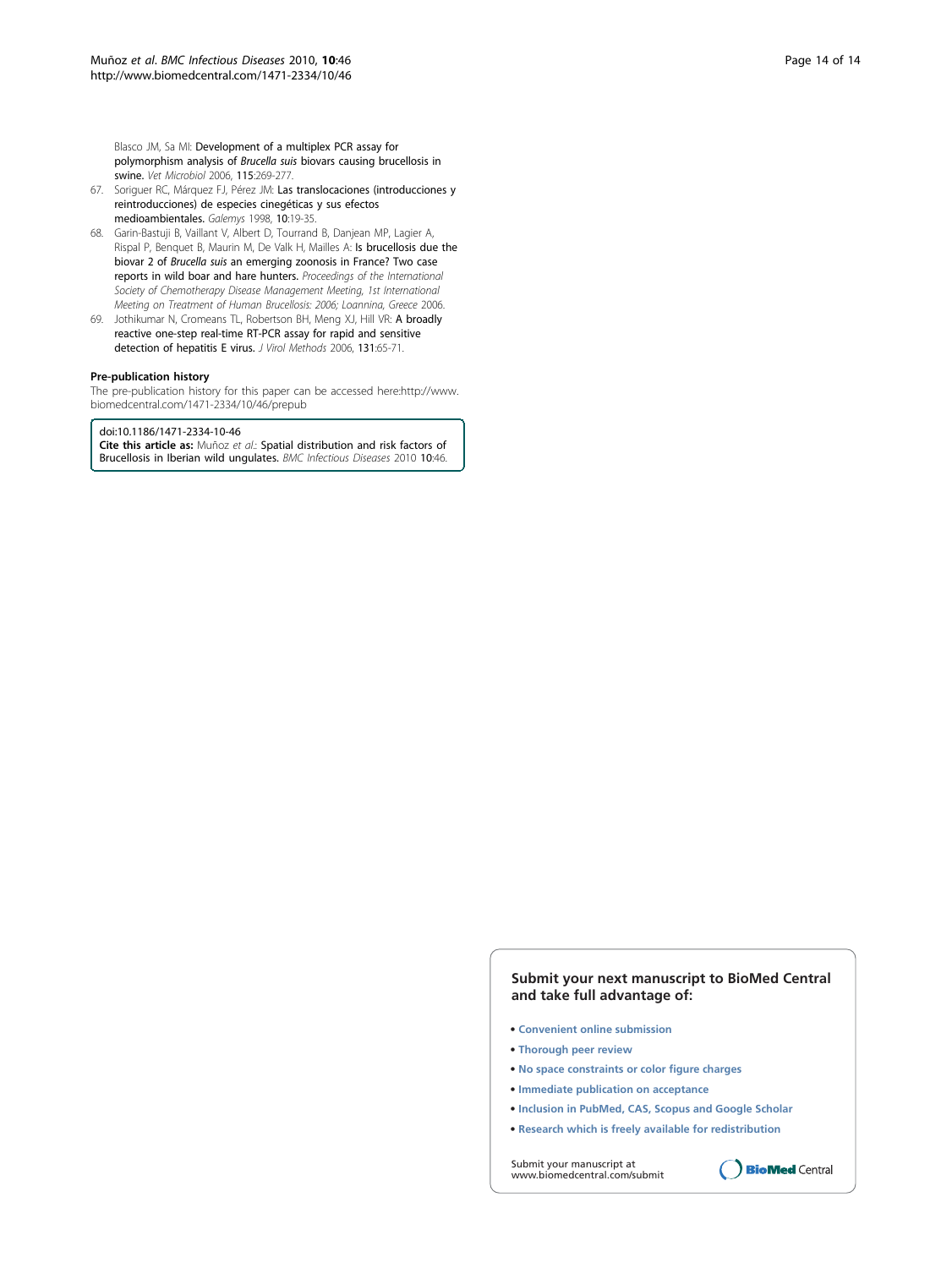Blasco JM, Sa MI: **Development of a multiplex PCR assay for polymorphism analysis of *Brucella suis* biovars causing brucellosis in swine.** *Vet Microbiol* 2006, **115**:269-277.

67. Soriguer RC, Márquez FJ, Pérez JM: **Las translocaciones (introducciones y reintroducciones) de especies cinegéticas y sus efectos medioambientales.** *Galemys* 1998, **10**:19-35.
68. Garin-Bastuji B, Vaillant V, Albert D, Tourrand B, Danjean MP, Lagier A, Rispal P, Benquet B, Maurin M, De Valk H, Mailles A: **Is brucellosis due the biovar 2 of *Brucella suis* an emerging zoonosis in France? Two case reports in wild boar and hare hunters.** *Proceedings of the International Society of Chemotherapy Disease Management Meeting, 1st International Meeting on Treatment of Human Brucellosis: 2006; Loannina, Greece* 2006.
69. Jothikumar N, Cromeans TL, Robertson BH, Meng XJ, Hill VR: **A broadly reactive one-step real-time RT-PCR assay for rapid and sensitive detection of hepatitis E virus.** *J Virol Methods* 2006, **131**:65-71.

### Pre-publication history

The pre-publication history for this paper can be accessed here:http://www.biomedcentral.com/1471-2334/10/46/prepub

doi:10.1186/1471-2334-10-46
**Cite this article as:** Muñoz *et al.*: Spatial distribution and risk factors of Brucellosis in Iberian wild ungulates. *BMC Infectious Diseases* 2010 **10**:46.

**Submit your next manuscript to BioMed Central and take full advantage of:**

- **Convenient online submission**
- **Thorough peer review**
- **No space constraints or color figure charges**
- **Immediate publication on acceptance**
- **Inclusion in PubMed, CAS, Scopus and Google Scholar**
- **Research which is freely available for redistribution**

Submit your manuscript at
www.biomedcentral.com/submit

BioMed Central